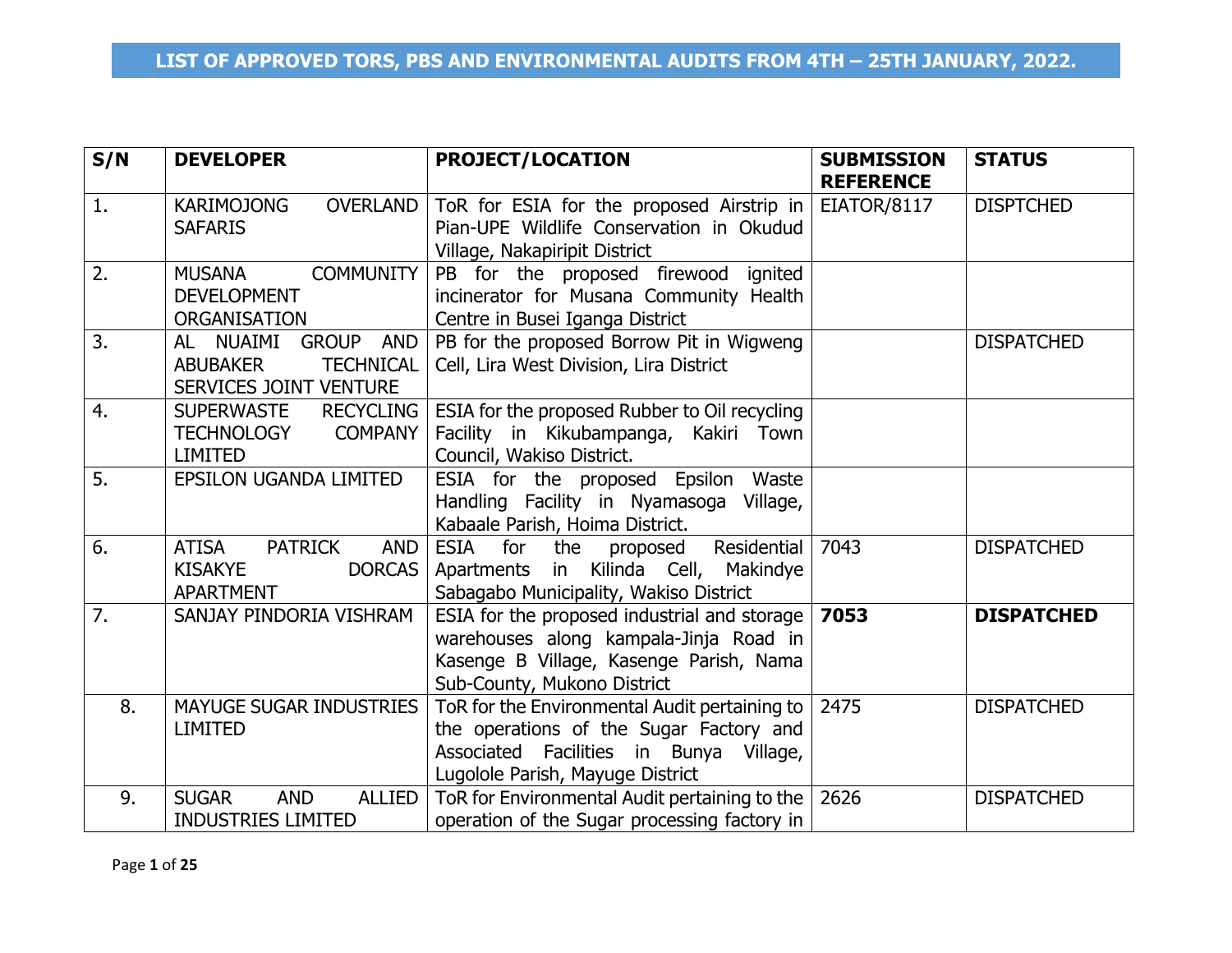# LIST OF APPROVED TORS, PBS AND ENVIRONMENTAL AUDITS FROM 4TH – 25TH JANUARY, 2022.

| S/N | DEVELOPER | PROJECT/LOCATION | SUBMISSION REFERENCE | STATUS |
|---|---|---|---|---|
| 1. | KARIMOJONG OVERLAND SAFARIS | ToR for ESIA for the proposed Airstrip in Pian-UPE Wildlife Conservation in Okudud Village, Nakapiripit District | EIATOR/8117 | DISPTCHED |
| 2. | MUSANA COMMUNITY DEVELOPMENT ORGANISATION | PB for the proposed firewood ignited incinerator for Musana Community Health Centre in Busei Iganga District | | |
| 3. | AL NUAIMI GROUP AND ABUBAKER TECHNICAL SERVICES JOINT VENTURE | PB for the proposed Borrow Pit in Wigweng Cell, Lira West Division, Lira District | | DISPATCHED |
| 4. | SUPERWASTE RECYCLING TECHNOLOGY COMPANY LIMITED | ESIA for the proposed Rubber to Oil recycling Facility in Kikubampanga, Kakiri Town Council, Wakiso District. | | |
| 5. | EPSILON UGANDA LIMITED | ESIA for the proposed Epsilon Waste Handling Facility in Nyamasoga Village, Kabaale Parish, Hoima District. | | |
| 6. | ATISA PATRICK AND KISAKYE DORCAS APARTMENT | ESIA for the proposed Residential Apartments in Kilinda Cell, Makindye Sabagabo Municipality, Wakiso District | 7043 | DISPATCHED |
| 7. | SANJAY PINDORIA VISHRAM | ESIA for the proposed industrial and storage warehouses along kampala-Jinja Road in Kasenge B Village, Kasenge Parish, Nama Sub-County, Mukono District | **7053** | **DISPATCHED** |
| 8. | MAYUGE SUGAR INDUSTRIES LIMITED | ToR for the Environmental Audit pertaining to the operations of the Sugar Factory and Associated Facilities in Bunya Village, Lugolole Parish, Mayuge District | 2475 | DISPATCHED |
| 9. | SUGAR AND ALLIED INDUSTRIES LIMITED | ToR for Environmental Audit pertaining to the operation of the Sugar processing factory in | 2626 | DISPATCHED |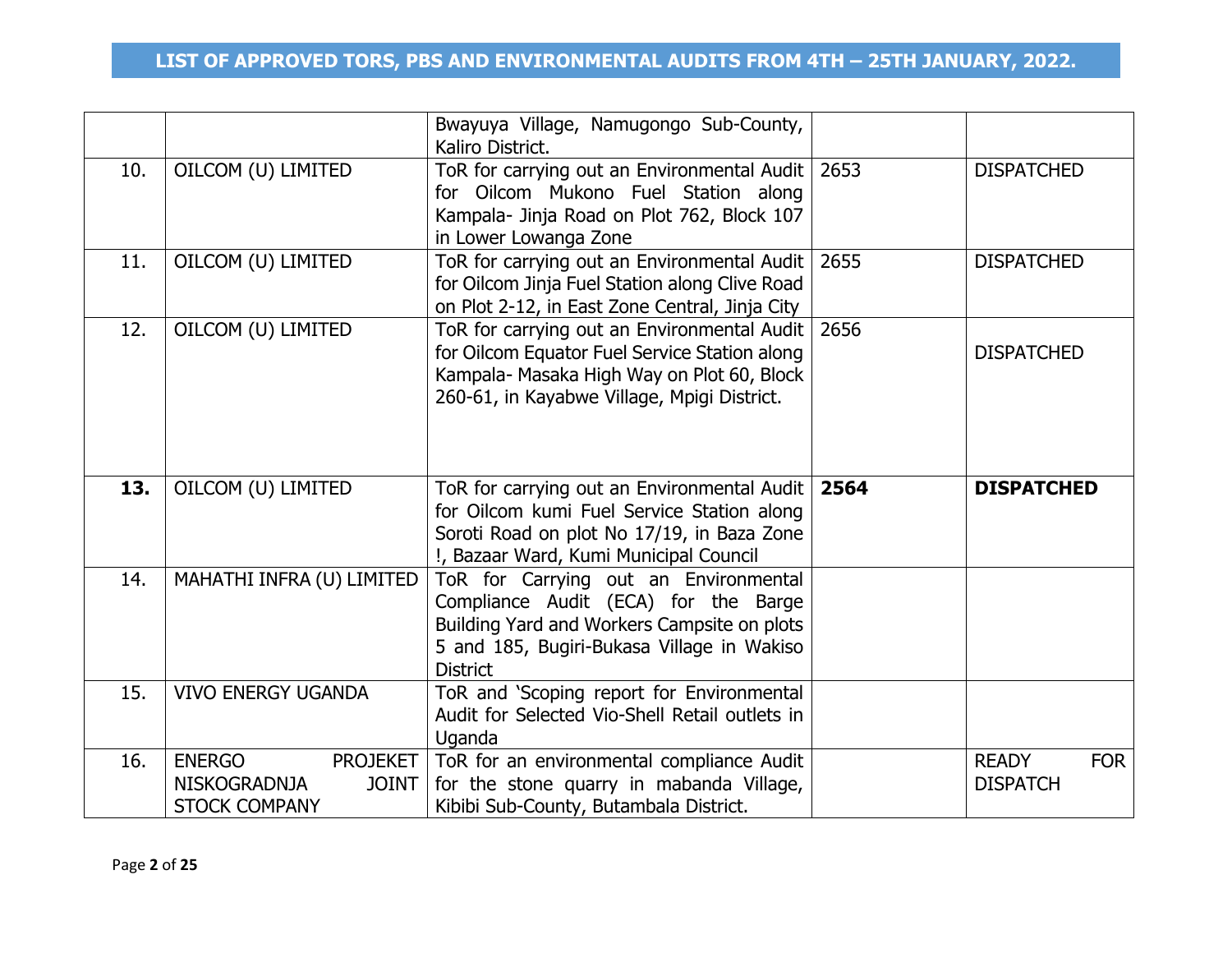# LIST OF APPROVED TORS, PBS AND ENVIRONMENTAL AUDITS FROM 4TH – 25TH JANUARY, 2022.

| | | | | |
|---|---|---|---|---|
| | | Bwayuya Village, Namugongo Sub-County, Kaliro District. | | |
| 10. | OILCOM (U) LIMITED | ToR for carrying out an Environmental Audit for Oilcom Mukono Fuel Station along Kampala- Jinja Road on Plot 762, Block 107 in Lower Lowanga Zone | 2653 | DISPATCHED |
| 11. | OILCOM (U) LIMITED | ToR for carrying out an Environmental Audit for Oilcom Jinja Fuel Station along Clive Road on Plot 2-12, in East Zone Central, Jinja City | 2655 | DISPATCHED |
| 12. | OILCOM (U) LIMITED | ToR for carrying out an Environmental Audit for Oilcom Equator Fuel Service Station along Kampala- Masaka High Way on Plot 60, Block 260-61, in Kayabwe Village, Mpigi District. | 2656 | DISPATCHED |
| **13.** | OILCOM (U) LIMITED | ToR for carrying out an Environmental Audit for Oilcom kumi Fuel Service Station along Soroti Road on plot No 17/19, in Baza Zone !, Bazaar Ward, Kumi Municipal Council | **2564** | **DISPATCHED** |
| 14. | MAHATHI INFRA (U) LIMITED | ToR for Carrying out an Environmental Compliance Audit (ECA) for the Barge Building Yard and Workers Campsite on plots 5 and 185, Bugiri-Bukasa Village in Wakiso District | | |
| 15. | VIVO ENERGY UGANDA | ToR and 'Scoping report for Environmental Audit for Selected Vio-Shell Retail outlets in Uganda | | |
| 16. | ENERGO PROJEKET NISKOGRADNJA JOINT STOCK COMPANY | ToR for an environmental compliance Audit for the stone quarry in mabanda Village, Kibibi Sub-County, Butambala District. | | READY FOR DISPATCH |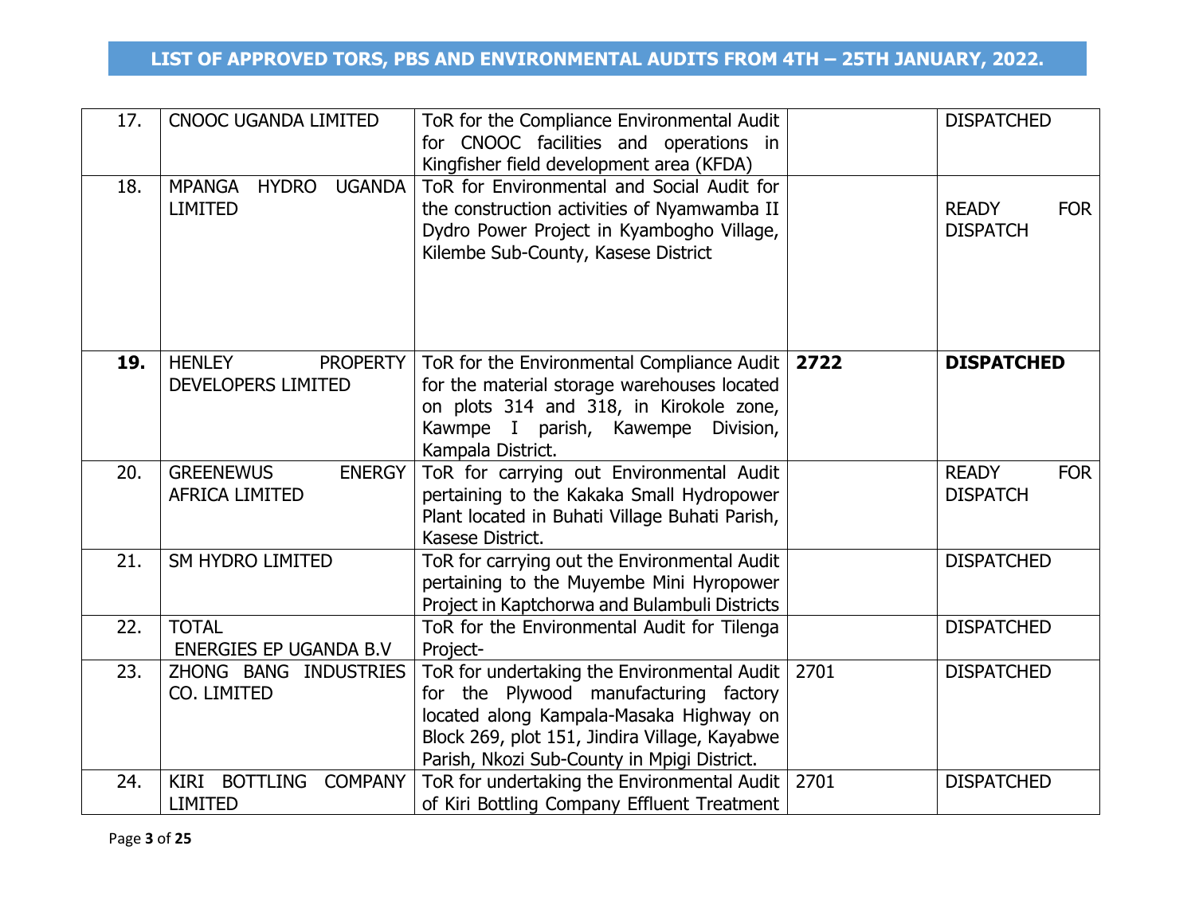## LIST OF APPROVED TORS, PBS AND ENVIRONMENTAL AUDITS FROM 4TH – 25TH JANUARY, 2022.

| | | | | |
|---|---|---|---|---|
| 17. | CNOOC UGANDA LIMITED | ToR for the Compliance Environmental Audit for CNOOC facilities and operations in Kingfisher field development area (KFDA) | | DISPATCHED |
| 18. | MPANGA HYDRO UGANDA LIMITED | ToR for Environmental and Social Audit for the construction activities of Nyamwamba II Dydro Power Project in Kyambogho Village, Kilembe Sub-County, Kasese District | | READY FOR DISPATCH |
| **19.** | HENLEY PROPERTY DEVELOPERS LIMITED | ToR for the Environmental Compliance Audit for the material storage warehouses located on plots 314 and 318, in Kirokole zone, Kawmpe I parish, Kawempe Division, Kampala District. | **2722** | **DISPATCHED** |
| 20. | GREENEWUS ENERGY AFRICA LIMITED | ToR for carrying out Environmental Audit pertaining to the Kakaka Small Hydropower Plant located in Buhati Village Buhati Parish, Kasese District. | | READY FOR DISPATCH |
| 21. | SM HYDRO LIMITED | ToR for carrying out the Environmental Audit pertaining to the Muyembe Mini Hyropower Project in Kaptchorwa and Bulambuli Districts | | DISPATCHED |
| 22. | TOTAL ENERGIES EP UGANDA B.V | ToR for the Environmental Audit for Tilenga Project- | | DISPATCHED |
| 23. | ZHONG BANG INDUSTRIES CO. LIMITED | ToR for undertaking the Environmental Audit for the Plywood manufacturing factory located along Kampala-Masaka Highway on Block 269, plot 151, Jindira Village, Kayabwe Parish, Nkozi Sub-County in Mpigi District. | 2701 | DISPATCHED |
| 24. | KIRI BOTTLING COMPANY LIMITED | ToR for undertaking the Environmental Audit of Kiri Bottling Company Effluent Treatment | 2701 | DISPATCHED |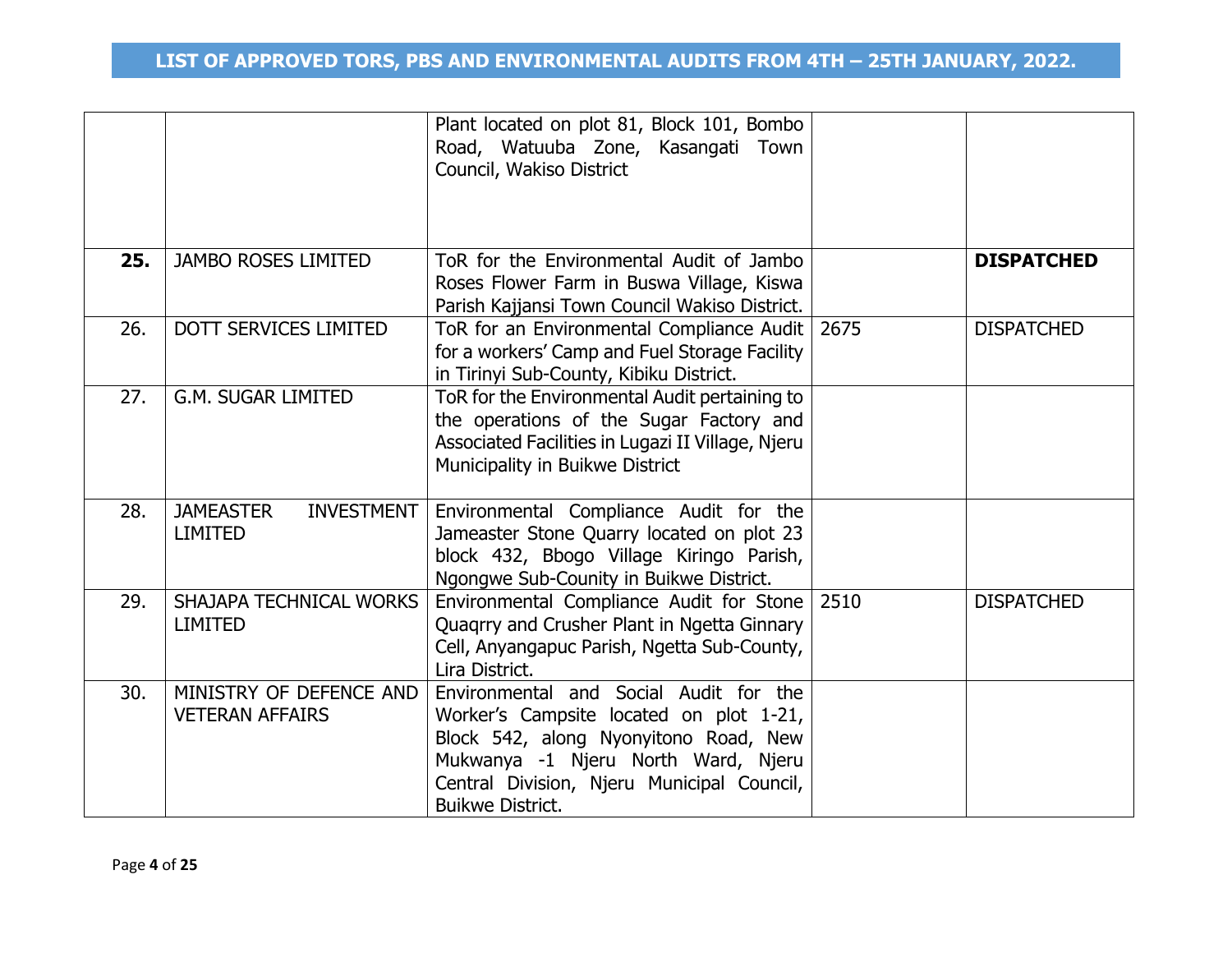# LIST OF APPROVED TORS, PBS AND ENVIRONMENTAL AUDITS FROM 4TH – 25TH JANUARY, 2022.

| | | | | |
|---|---|---|---|---|
| | | Plant located on plot 81, Block 101, Bombo Road, Watuuba Zone, Kasangati Town Council, Wakiso District | | |
| **25.** | JAMBO ROSES LIMITED | ToR for the Environmental Audit of Jambo Roses Flower Farm in Buswa Village, Kiswa Parish Kajjansi Town Council Wakiso District. | | **DISPATCHED** |
| 26. | DOTT SERVICES LIMITED | ToR for an Environmental Compliance Audit for a workers' Camp and Fuel Storage Facility in Tirinyi Sub-County, Kibiku District. | 2675 | DISPATCHED |
| 27. | G.M. SUGAR LIMITED | ToR for the Environmental Audit pertaining to the operations of the Sugar Factory and Associated Facilities in Lugazi II Village, Njeru Municipality in Buikwe District | | |
| 28. | JAMEASTER INVESTMENT LIMITED | Environmental Compliance Audit for the Jameaster Stone Quarry located on plot 23 block 432, Bbogo Village Kiringo Parish, Ngongwe Sub-Counity in Buikwe District. | | |
| 29. | SHAJAPA TECHNICAL WORKS LIMITED | Environmental Compliance Audit for Stone Quaqrry and Crusher Plant in Ngetta Ginnary Cell, Anyangapuc Parish, Ngetta Sub-County, Lira District. | 2510 | DISPATCHED |
| 30. | MINISTRY OF DEFENCE AND VETERAN AFFAIRS | Environmental and Social Audit for the Worker's Campsite located on plot 1-21, Block 542, along Nyonyitono Road, New Mukwanya -1 Njeru North Ward, Njeru Central Division, Njeru Municipal Council, Buikwe District. | | |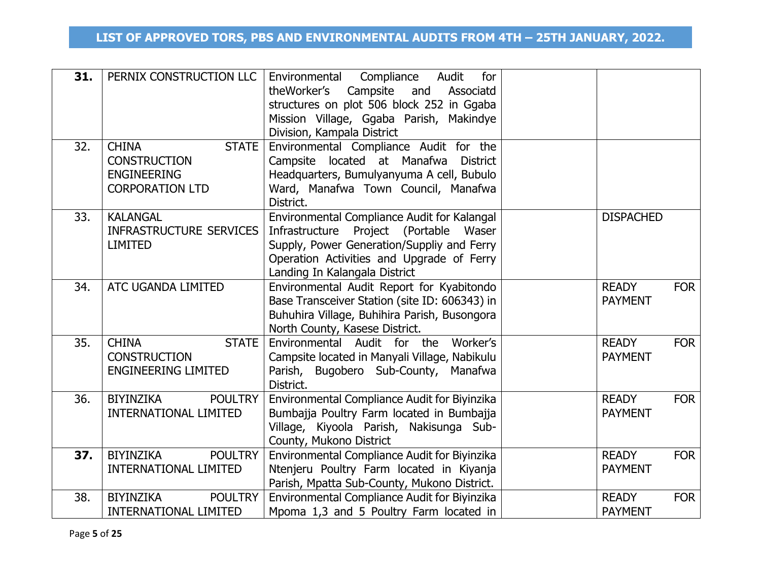## LIST OF APPROVED TORS, PBS AND ENVIRONMENTAL AUDITS FROM 4TH – 25TH JANUARY, 2022.

| | | | | |
|---|---|---|---|---|
| **31.** | PERNIX CONSTRUCTION LLC | Environmental Compliance Audit for theWorker's Campsite and Associatd structures on plot 506 block 252 in Ggaba Mission Village, Ggaba Parish, Makindye Division, Kampala District | | |
| 32. | CHINA STATE CONSTRUCTION ENGINEERING CORPORATION LTD | Environmental Compliance Audit for the Campsite located at Manafwa District Headquarters, Bumulyanyuma A cell, Bubulo Ward, Manafwa Town Council, Manafwa District. | | |
| 33. | KALANGAL INFRASTRUCTURE SERVICES LIMITED | Environmental Compliance Audit for Kalangal Infrastructure Project (Portable Waser Supply, Power Generation/Suppliy and Ferry Operation Activities and Upgrade of Ferry Landing In Kalangala District | | DISPACHED |
| 34. | ATC UGANDA LIMITED | Environmental Audit Report for Kyabitondo Base Transceiver Station (site ID: 606343) in Buhuhira Village, Buhihira Parish, Busongora North County, Kasese District. | | READY FOR PAYMENT |
| 35. | CHINA STATE CONSTRUCTION ENGINEERING LIMITED | Environmental Audit for the Worker's Campsite located in Manyali Village, Nabikulu Parish, Bugobero Sub-County, Manafwa District. | | READY FOR PAYMENT |
| 36. | BIYINZIKA POULTRY INTERNATIONAL LIMITED | Environmental Compliance Audit for Biyinzika Bumbajja Poultry Farm located in Bumbajja Village, Kiyoola Parish, Nakisunga Sub-County, Mukono District | | READY FOR PAYMENT |
| **37.** | BIYINZIKA POULTRY INTERNATIONAL LIMITED | Environmental Compliance Audit for Biyinzika Ntenjeru Poultry Farm located in Kiyanja Parish, Mpatta Sub-County, Mukono District. | | READY FOR PAYMENT |
| 38. | BIYINZIKA POULTRY INTERNATIONAL LIMITED | Environmental Compliance Audit for Biyinzika Mpoma 1,3 and 5 Poultry Farm located in | | READY FOR PAYMENT |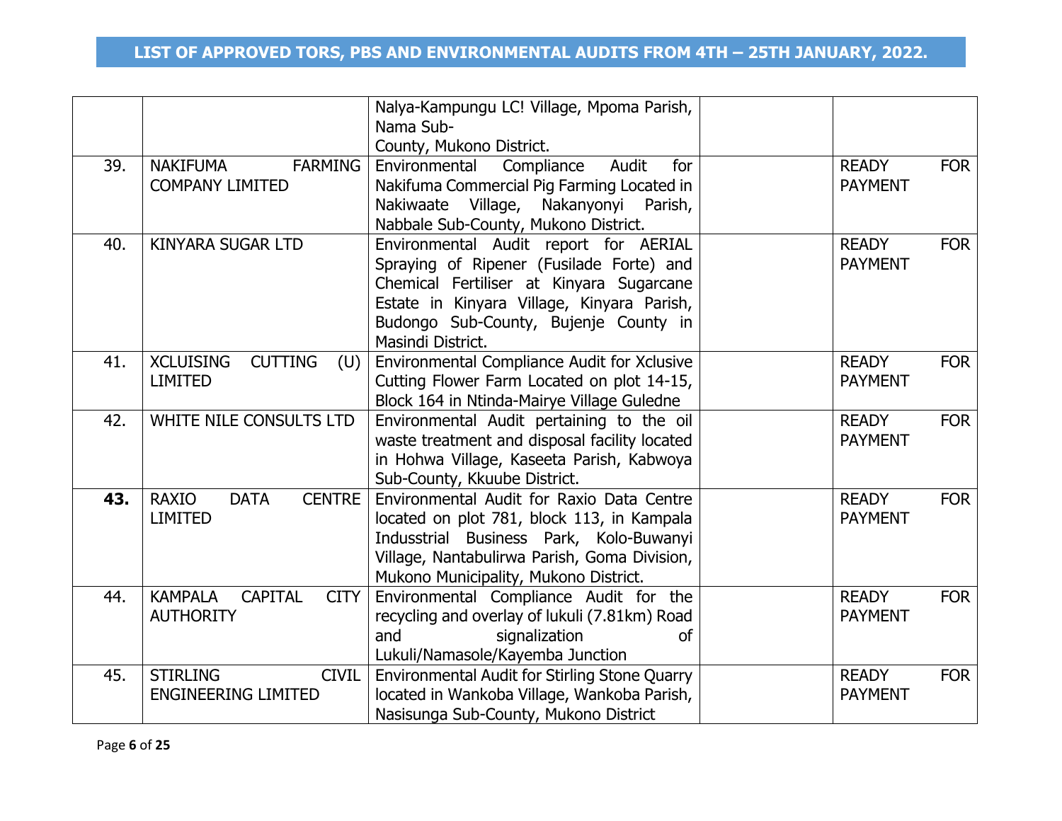# LIST OF APPROVED TORS, PBS AND ENVIRONMENTAL AUDITS FROM 4TH – 25TH JANUARY, 2022.

| | | | | |
|---|---|---|---|---|
| | | Nalya-Kampungu LC! Village, Mpoma Parish, Nama Sub-County, Mukono District. | | |
| 39. | NAKIFUMA FARMING COMPANY LIMITED | Environmental Compliance Audit for Nakifuma Commercial Pig Farming Located in Nakiwaate Village, Nakanyonyi Parish, Nabbale Sub-County, Mukono District. | | READY FOR PAYMENT |
| 40. | KINYARA SUGAR LTD | Environmental Audit report for AERIAL Spraying of Ripener (Fusilade Forte) and Chemical Fertiliser at Kinyara Sugarcane Estate in Kinyara Village, Kinyara Parish, Budongo Sub-County, Bujenje County in Masindi District. | | READY FOR PAYMENT |
| 41. | XCLUISING CUTTING (U) LIMITED | Environmental Compliance Audit for Xclusive Cutting Flower Farm Located on plot 14-15, Block 164 in Ntinda-Mairye Village Guledne | | READY FOR PAYMENT |
| 42. | WHITE NILE CONSULTS LTD | Environmental Audit pertaining to the oil waste treatment and disposal facility located in Hohwa Village, Kaseeta Parish, Kabwoya Sub-County, Kkuube District. | | READY FOR PAYMENT |
| **43.** | RAXIO DATA CENTRE LIMITED | Environmental Audit for Raxio Data Centre located on plot 781, block 113, in Kampala Indusstrial Business Park, Kolo-Buwanyi Village, Nantabulirwa Parish, Goma Division, Mukono Municipality, Mukono District. | | READY FOR PAYMENT |
| 44. | KAMPALA CAPITAL CITY AUTHORITY | Environmental Compliance Audit for the recycling and overlay of lukuli (7.81km) Road and signalization of Lukuli/Namasole/Kayemba Junction | | READY FOR PAYMENT |
| 45. | STIRLING CIVIL ENGINEERING LIMITED | Environmental Audit for Stirling Stone Quarry located in Wankoba Village, Wankoba Parish, Nasisunga Sub-County, Mukono District | | READY FOR PAYMENT |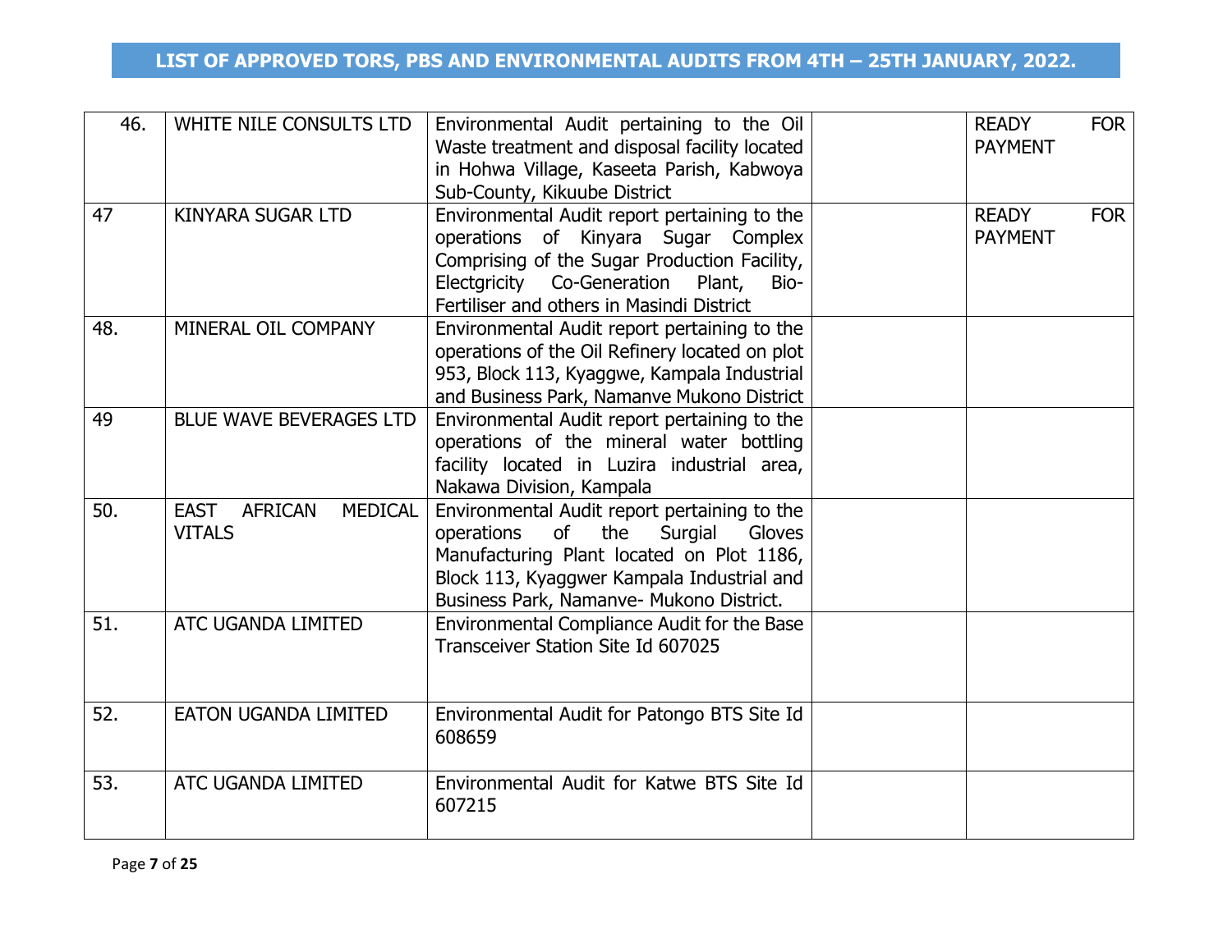## LIST OF APPROVED TORS, PBS AND ENVIRONMENTAL AUDITS FROM 4TH – 25TH JANUARY, 2022.

| | | | | |
|---|---|---|---|---|
| 46. | WHITE NILE CONSULTS LTD | Environmental Audit pertaining to the Oil Waste treatment and disposal facility located in Hohwa Village, Kaseeta Parish, Kabwoya Sub-County, Kikuube District | | READY FOR PAYMENT |
| 47 | KINYARA SUGAR LTD | Environmental Audit report pertaining to the operations of Kinyara Sugar Complex Comprising of the Sugar Production Facility, Electgricity Co-Generation Plant, Bio-Fertiliser and others in Masindi District | | READY FOR PAYMENT |
| 48. | MINERAL OIL COMPANY | Environmental Audit report pertaining to the operations of the Oil Refinery located on plot 953, Block 113, Kyaggwe, Kampala Industrial and Business Park, Namanve Mukono District | | |
| 49 | BLUE WAVE BEVERAGES LTD | Environmental Audit report pertaining to the operations of the mineral water bottling facility located in Luzira industrial area, Nakawa Division, Kampala | | |
| 50. | EAST AFRICAN MEDICAL VITALS | Environmental Audit report pertaining to the operations of the Surgial Gloves Manufacturing Plant located on Plot 1186, Block 113, Kyaggwer Kampala Industrial and Business Park, Namanve- Mukono District. | | |
| 51. | ATC UGANDA LIMITED | Environmental Compliance Audit for the Base Transceiver Station Site Id 607025 | | |
| 52. | EATON UGANDA LIMITED | Environmental Audit for Patongo BTS Site Id 608659 | | |
| 53. | ATC UGANDA LIMITED | Environmental Audit for Katwe BTS Site Id 607215 | | |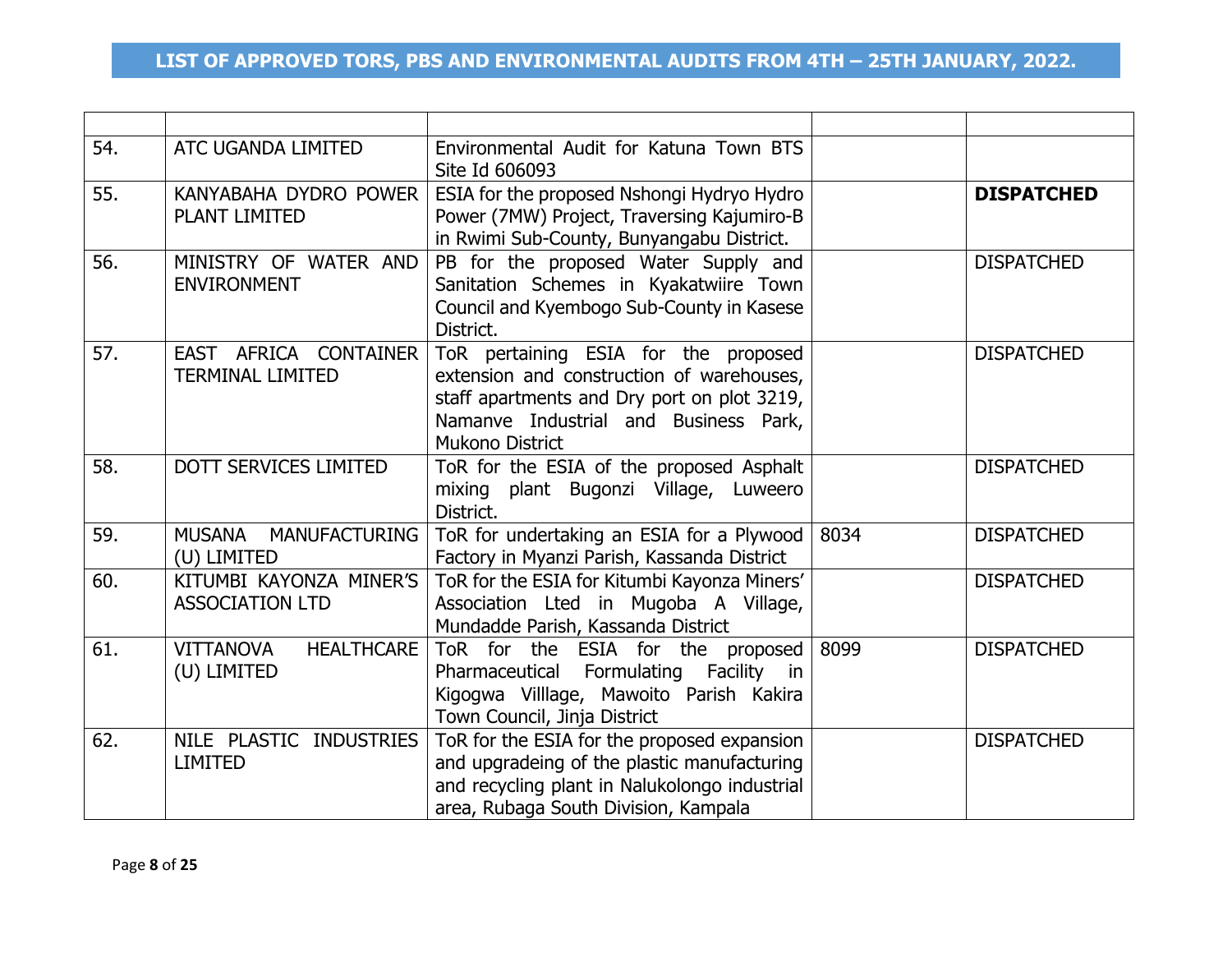# LIST OF APPROVED TORS, PBS AND ENVIRONMENTAL AUDITS FROM 4TH – 25TH JANUARY, 2022.

| | | | | |
|---|---|---|---|---|
| 54. | ATC UGANDA LIMITED | Environmental Audit for Katuna Town BTS Site Id 606093 | | |
| 55. | KANYABAHA DYDRO POWER PLANT LIMITED | ESIA for the proposed Nshongi Hydryo Hydro Power (7MW) Project, Traversing Kajumiro-B in Rwimi Sub-County, Bunyangabu District. | | **DISPATCHED** |
| 56. | MINISTRY OF WATER AND ENVIRONMENT | PB for the proposed Water Supply and Sanitation Schemes in Kyakatwiire Town Council and Kyembogo Sub-County in Kasese District. | | DISPATCHED |
| 57. | EAST AFRICA CONTAINER TERMINAL LIMITED | ToR pertaining ESIA for the proposed extension and construction of warehouses, staff apartments and Dry port on plot 3219, Namanve Industrial and Business Park, Mukono District | | DISPATCHED |
| 58. | DOTT SERVICES LIMITED | ToR for the ESIA of the proposed Asphalt mixing plant Bugonzi Village, Luweero District. | | DISPATCHED |
| 59. | MUSANA MANUFACTURING (U) LIMITED | ToR for undertaking an ESIA for a Plywood Factory in Myanzi Parish, Kassanda District | 8034 | DISPATCHED |
| 60. | KITUMBI KAYONZA MINER'S ASSOCIATION LTD | ToR for the ESIA for Kitumbi Kayonza Miners' Association Lted in Mugoba A Village, Mundadde Parish, Kassanda District | | DISPATCHED |
| 61. | VITTANOVA HEALTHCARE (U) LIMITED | ToR for the ESIA for the proposed Pharmaceutical Formulating Facility in Kigogwa Villlage, Mawoito Parish Kakira Town Council, Jinja District | 8099 | DISPATCHED |
| 62. | NILE PLASTIC INDUSTRIES LIMITED | ToR for the ESIA for the proposed expansion and upgradeing of the plastic manufacturing and recycling plant in Nalukolongo industrial area, Rubaga South Division, Kampala | | DISPATCHED |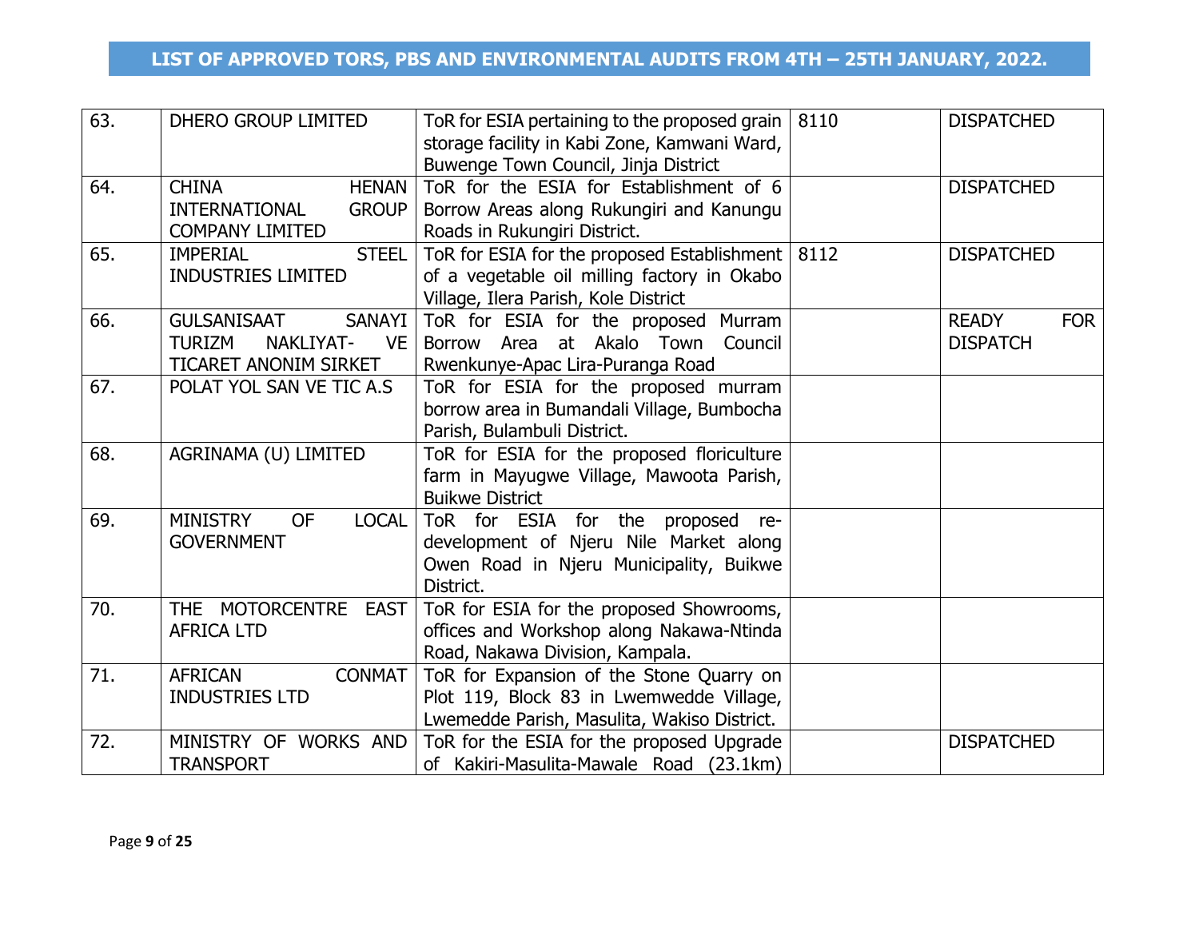**LIST OF APPROVED TORS, PBS AND ENVIRONMENTAL AUDITS FROM 4TH – 25TH JANUARY, 2022.**

| | | | | |
|---|---|---|---|---|
| 63. | DHERO GROUP LIMITED | ToR for ESIA pertaining to the proposed grain storage facility in Kabi Zone, Kamwani Ward, Buwenge Town Council, Jinja District | 8110 | DISPATCHED |
| 64. | CHINA HENAN INTERNATIONAL GROUP COMPANY LIMITED | ToR for the ESIA for Establishment of 6 Borrow Areas along Rukungiri and Kanungu Roads in Rukungiri District. | | DISPATCHED |
| 65. | IMPERIAL STEEL INDUSTRIES LIMITED | ToR for ESIA for the proposed Establishment of a vegetable oil milling factory in Okabo Village, Ilera Parish, Kole District | 8112 | DISPATCHED |
| 66. | GULSANISAAT SANAYI TURIZM NAKLIYAT- VE TICARET ANONIM SIRKET | ToR for ESIA for the proposed Murram Borrow Area at Akalo Town Council Rwenkunye-Apac Lira-Puranga Road | | READY FOR DISPATCH |
| 67. | POLAT YOL SAN VE TIC A.S | ToR for ESIA for the proposed murram borrow area in Bumandali Village, Bumbocha Parish, Bulambuli District. | | |
| 68. | AGRINAMA (U) LIMITED | ToR for ESIA for the proposed floriculture farm in Mayugwe Village, Mawoota Parish, Buikwe District | | |
| 69. | MINISTRY OF LOCAL GOVERNMENT | ToR for ESIA for the proposed re-development of Njeru Nile Market along Owen Road in Njeru Municipality, Buikwe District. | | |
| 70. | THE MOTORCENTRE EAST AFRICA LTD | ToR for ESIA for the proposed Showrooms, offices and Workshop along Nakawa-Ntinda Road, Nakawa Division, Kampala. | | |
| 71. | AFRICAN CONMAT INDUSTRIES LTD | ToR for Expansion of the Stone Quarry on Plot 119, Block 83 in Lwemwedde Village, Lwemedde Parish, Masulita, Wakiso District. | | |
| 72. | MINISTRY OF WORKS AND TRANSPORT | ToR for the ESIA for the proposed Upgrade of Kakiri-Masulita-Mawale Road (23.1km) | | DISPATCHED |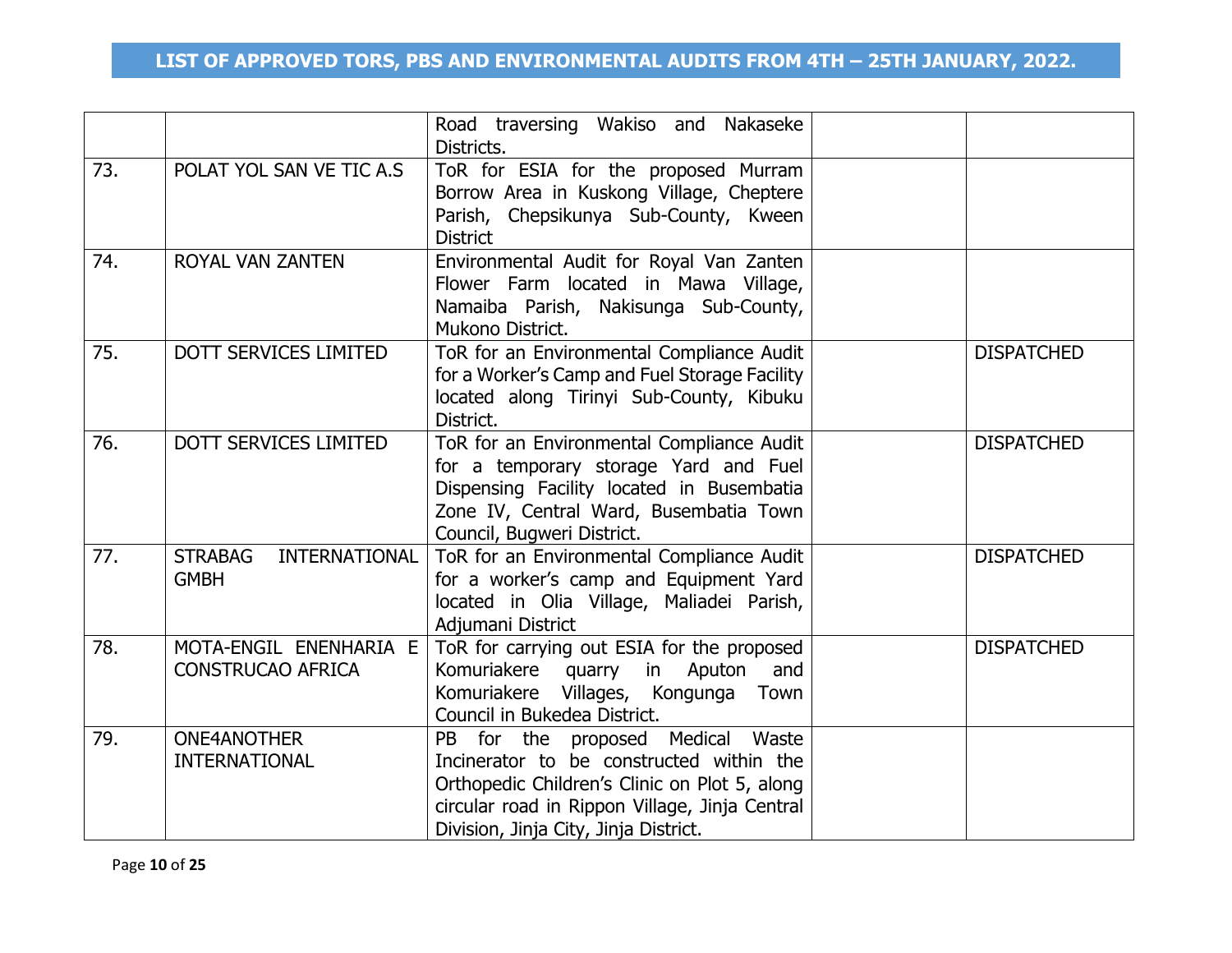## LIST OF APPROVED TORS, PBS AND ENVIRONMENTAL AUDITS FROM 4TH – 25TH JANUARY, 2022.

| | | | | |
|---|---|---|---|---|
| | | Road traversing Wakiso and Nakaseke Districts. | | |
| 73. | POLAT YOL SAN VE TIC A.S | ToR for ESIA for the proposed Murram Borrow Area in Kuskong Village, Cheptere Parish, Chepsikunya Sub-County, Kween District | | |
| 74. | ROYAL VAN ZANTEN | Environmental Audit for Royal Van Zanten Flower Farm located in Mawa Village, Namaiba Parish, Nakisunga Sub-County, Mukono District. | | |
| 75. | DOTT SERVICES LIMITED | ToR for an Environmental Compliance Audit for a Worker's Camp and Fuel Storage Facility located along Tirinyi Sub-County, Kibuku District. | | DISPATCHED |
| 76. | DOTT SERVICES LIMITED | ToR for an Environmental Compliance Audit for a temporary storage Yard and Fuel Dispensing Facility located in Busembatia Zone IV, Central Ward, Busembatia Town Council, Bugweri District. | | DISPATCHED |
| 77. | STRABAG INTERNATIONAL GMBH | ToR for an Environmental Compliance Audit for a worker's camp and Equipment Yard located in Olia Village, Maliadei Parish, Adjumani District | | DISPATCHED |
| 78. | MOTA-ENGIL ENENHARIA E CONSTRUCAO AFRICA | ToR for carrying out ESIA for the proposed Komuriakere quarry in Aputon and Komuriakere Villages, Kongunga Town Council in Bukedea District. | | DISPATCHED |
| 79. | ONE4ANOTHER INTERNATIONAL | PB for the proposed Medical Waste Incinerator to be constructed within the Orthopedic Children's Clinic on Plot 5, along circular road in Rippon Village, Jinja Central Division, Jinja City, Jinja District. | | |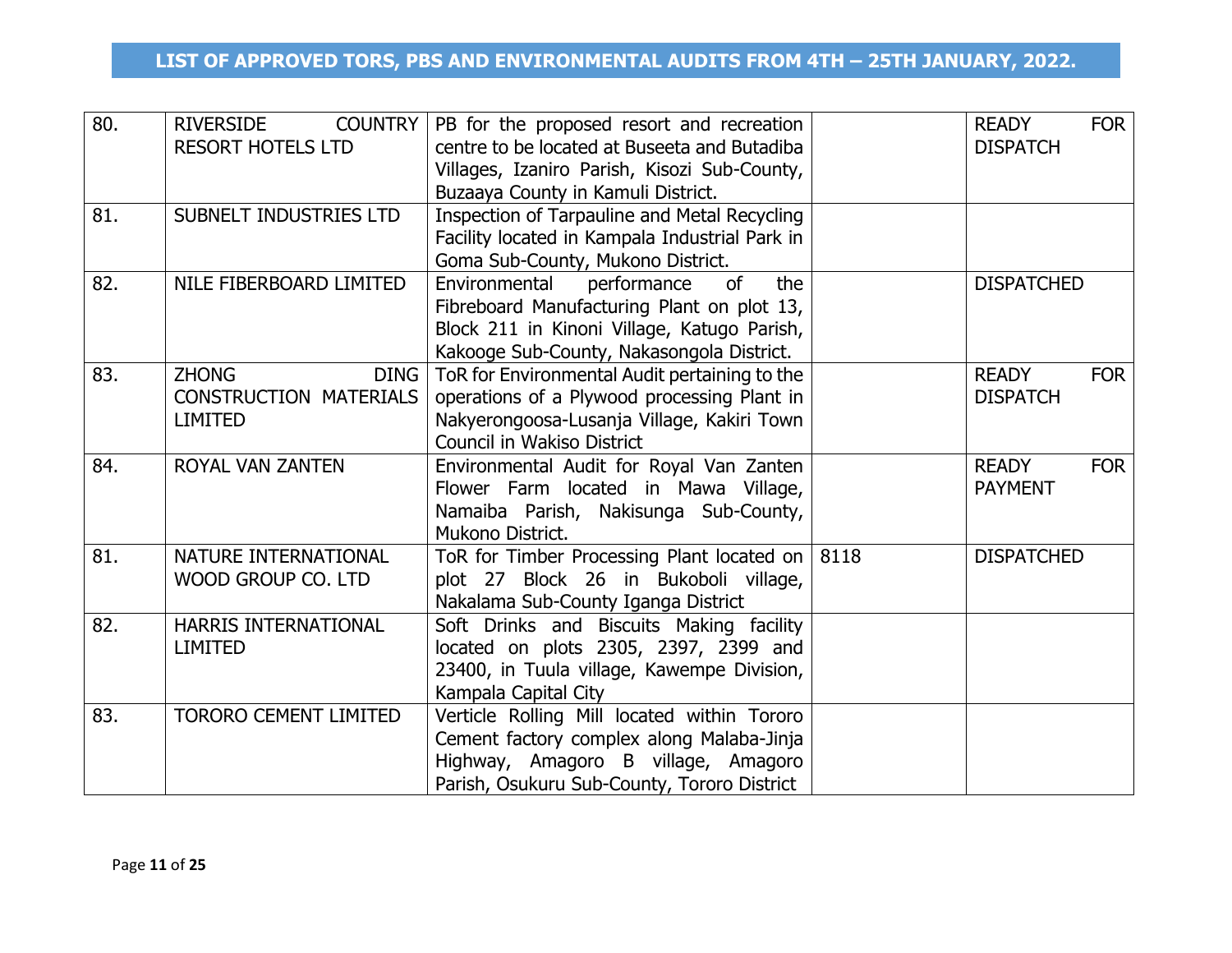# LIST OF APPROVED TORS, PBS AND ENVIRONMENTAL AUDITS FROM 4TH – 25TH JANUARY, 2022.

| | | | | |
|---|---|---|---|---|
| 80. | RIVERSIDE COUNTRY RESORT HOTELS LTD | PB for the proposed resort and recreation centre to be located at Buseeta and Butadiba Villages, Izaniro Parish, Kisozi Sub-County, Buzaaya County in Kamuli District. | | READY FOR DISPATCH |
| 81. | SUBNELT INDUSTRIES LTD | Inspection of Tarpauline and Metal Recycling Facility located in Kampala Industrial Park in Goma Sub-County, Mukono District. | | |
| 82. | NILE FIBERBOARD LIMITED | Environmental performance of the Fibreboard Manufacturing Plant on plot 13, Block 211 in Kinoni Village, Katugo Parish, Kakooge Sub-County, Nakasongola District. | | DISPATCHED |
| 83. | ZHONG DING CONSTRUCTION MATERIALS LIMITED | ToR for Environmental Audit pertaining to the operations of a Plywood processing Plant in Nakyerongoosa-Lusanja Village, Kakiri Town Council in Wakiso District | | READY FOR DISPATCH |
| 84. | ROYAL VAN ZANTEN | Environmental Audit for Royal Van Zanten Flower Farm located in Mawa Village, Namaiba Parish, Nakisunga Sub-County, Mukono District. | | READY FOR PAYMENT |
| 81. | NATURE INTERNATIONAL WOOD GROUP CO. LTD | ToR for Timber Processing Plant located on plot 27 Block 26 in Bukoboli village, Nakalama Sub-County Iganga District | 8118 | DISPATCHED |
| 82. | HARRIS INTERNATIONAL LIMITED | Soft Drinks and Biscuits Making facility located on plots 2305, 2397, 2399 and 23400, in Tuula village, Kawempe Division, Kampala Capital City | | |
| 83. | TORORO CEMENT LIMITED | Verticle Rolling Mill located within Tororo Cement factory complex along Malaba-Jinja Highway, Amagoro B village, Amagoro Parish, Osukuru Sub-County, Tororo District | | |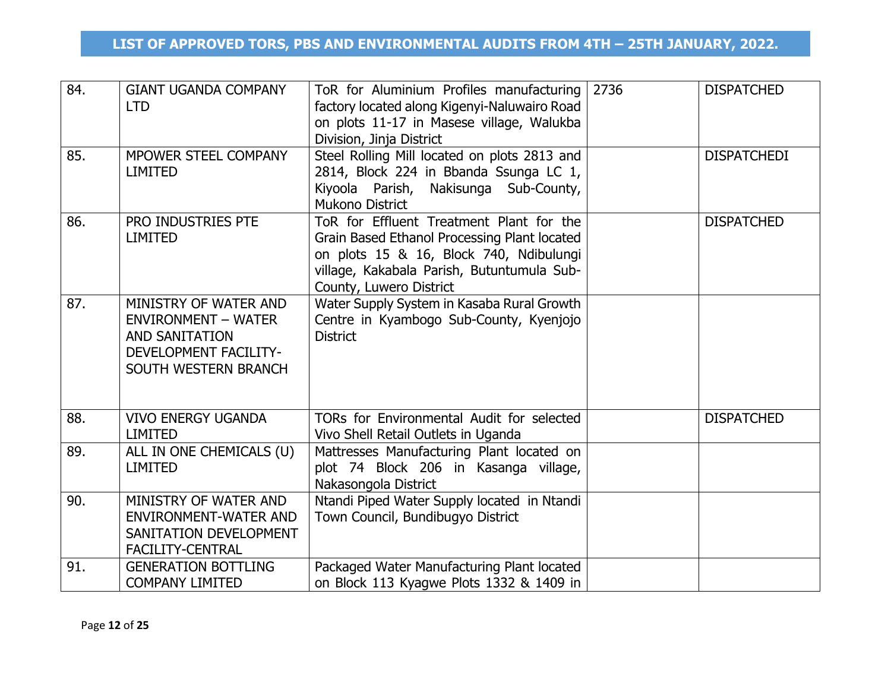# LIST OF APPROVED TORS, PBS AND ENVIRONMENTAL AUDITS FROM 4TH – 25TH JANUARY, 2022.

| | | | | |
|---|---|---|---|---|
| 84. | GIANT UGANDA COMPANY LTD | ToR for Aluminium Profiles manufacturing factory located along Kigenyi-Naluwairo Road on plots 11-17 in Masese village, Walukba Division, Jinja District | 2736 | DISPATCHED |
| 85. | MPOWER STEEL COMPANY LIMITED | Steel Rolling Mill located on plots 2813 and 2814, Block 224 in Bbanda Ssunga LC 1, Kiyoola Parish, Nakisunga Sub-County, Mukono District | | DISPATCHEDI |
| 86. | PRO INDUSTRIES PTE LIMITED | ToR for Effluent Treatment Plant for the Grain Based Ethanol Processing Plant located on plots 15 & 16, Block 740, Ndibulungi village, Kakabala Parish, Butuntumula Sub-County, Luwero District | | DISPATCHED |
| 87. | MINISTRY OF WATER AND ENVIRONMENT – WATER AND SANITATION DEVELOPMENT FACILITY-SOUTH WESTERN BRANCH | Water Supply System in Kasaba Rural Growth Centre in Kyambogo Sub-County, Kyenjojo District | | |
| 88. | VIVO ENERGY UGANDA LIMITED | TORs for Environmental Audit for selected Vivo Shell Retail Outlets in Uganda | | DISPATCHED |
| 89. | ALL IN ONE CHEMICALS (U) LIMITED | Mattresses Manufacturing Plant located on plot 74 Block 206 in Kasanga village, Nakasongola District | | |
| 90. | MINISTRY OF WATER AND ENVIRONMENT-WATER AND SANITATION DEVELOPMENT FACILITY-CENTRAL | Ntandi Piped Water Supply located in Ntandi Town Council, Bundibugyo District | | |
| 91. | GENERATION BOTTLING COMPANY LIMITED | Packaged Water Manufacturing Plant located on Block 113 Kyagwe Plots 1332 & 1409 in | | |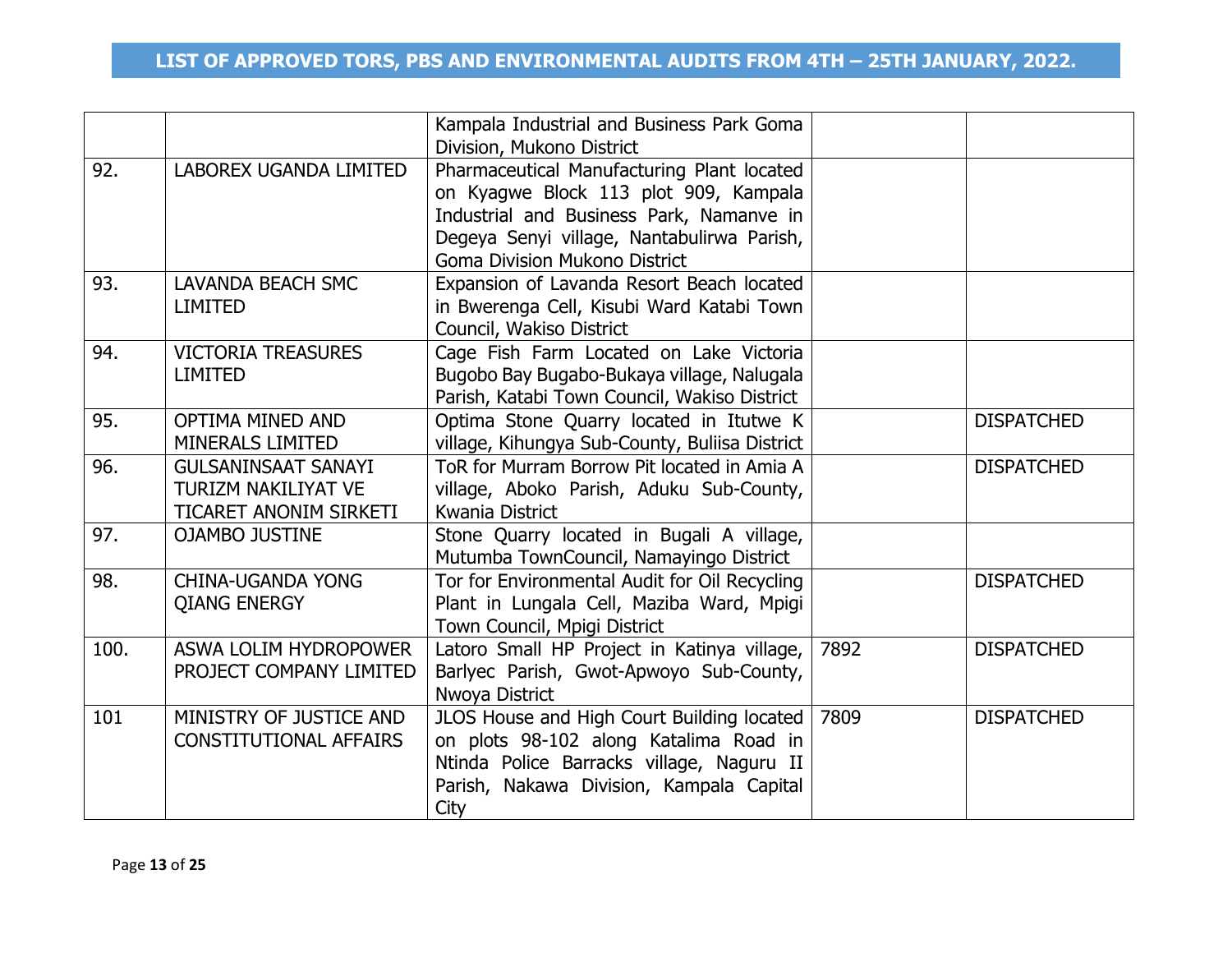## LIST OF APPROVED TORS, PBS AND ENVIRONMENTAL AUDITS FROM 4TH – 25TH JANUARY, 2022.

| | | | | |
|---|---|---|---|---|
| | | Kampala Industrial and Business Park Goma Division, Mukono District | | |
| 92. | LABOREX UGANDA LIMITED | Pharmaceutical Manufacturing Plant located on Kyagwe Block 113 plot 909, Kampala Industrial and Business Park, Namanve in Degeya Senyi village, Nantabulirwa Parish, Goma Division Mukono District | | |
| 93. | LAVANDA BEACH SMC LIMITED | Expansion of Lavanda Resort Beach located in Bwerenga Cell, Kisubi Ward Katabi Town Council, Wakiso District | | |
| 94. | VICTORIA TREASURES LIMITED | Cage Fish Farm Located on Lake Victoria Bugobo Bay Bugabo-Bukaya village, Nalugala Parish, Katabi Town Council, Wakiso District | | |
| 95. | OPTIMA MINED AND MINERALS LIMITED | Optima Stone Quarry located in Itutwe K village, Kihungya Sub-County, Buliisa District | | DISPATCHED |
| 96. | GULSANINSAAT SANAYI TURIZM NAKILIYAT VE TICARET ANONIM SIRKETI | ToR for Murram Borrow Pit located in Amia A village, Aboko Parish, Aduku Sub-County, Kwania District | | DISPATCHED |
| 97. | OJAMBO JUSTINE | Stone Quarry located in Bugali A village, Mutumba TownCouncil, Namayingo District | | |
| 98. | CHINA-UGANDA YONG QIANG ENERGY | Tor for Environmental Audit for Oil Recycling Plant in Lungala Cell, Maziba Ward, Mpigi Town Council, Mpigi District | | DISPATCHED |
| 100. | ASWA LOLIM HYDROPOWER PROJECT COMPANY LIMITED | Latoro Small HP Project in Katinya village, Barlyec Parish, Gwot-Apwoyo Sub-County, Nwoya District | 7892 | DISPATCHED |
| 101 | MINISTRY OF JUSTICE AND CONSTITUTIONAL AFFAIRS | JLOS House and High Court Building located on plots 98-102 along Katalima Road in Ntinda Police Barracks village, Naguru II Parish, Nakawa Division, Kampala Capital City | 7809 | DISPATCHED |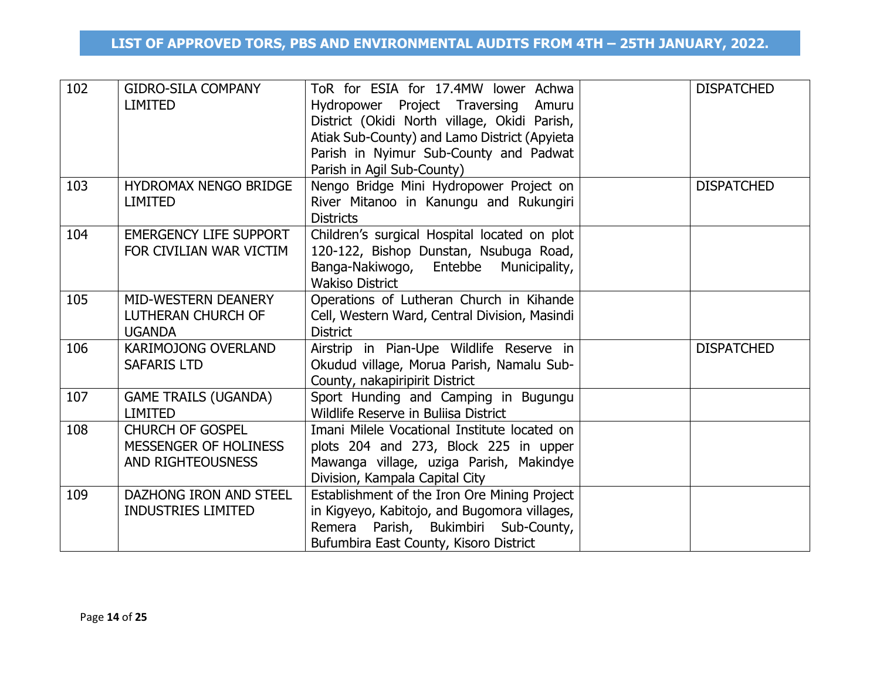## LIST OF APPROVED TORS, PBS AND ENVIRONMENTAL AUDITS FROM 4TH – 25TH JANUARY, 2022.

| | | | | |
|---|---|---|---|---|
| 102 | GIDRO-SILA COMPANY LIMITED | ToR for ESIA for 17.4MW lower Achwa Hydropower Project Traversing Amuru District (Okidi North village, Okidi Parish, Atiak Sub-County) and Lamo District (Apyieta Parish in Nyimur Sub-County and Padwat Parish in Agil Sub-County) | | DISPATCHED |
| 103 | HYDROMAX NENGO BRIDGE LIMITED | Nengo Bridge Mini Hydropower Project on River Mitanoo in Kanungu and Rukungiri Districts | | DISPATCHED |
| 104 | EMERGENCY LIFE SUPPORT FOR CIVILIAN WAR VICTIM | Children's surgical Hospital located on plot 120-122, Bishop Dunstan, Nsubuga Road, Banga-Nakiwogo, Entebbe Municipality, Wakiso District | | |
| 105 | MID-WESTERN DEANERY LUTHERAN CHURCH OF UGANDA | Operations of Lutheran Church in Kihande Cell, Western Ward, Central Division, Masindi District | | |
| 106 | KARIMOJONG OVERLAND SAFARIS LTD | Airstrip in Pian-Upe Wildlife Reserve in Okudud village, Morua Parish, Namalu Sub-County, nakapiripirit District | | DISPATCHED |
| 107 | GAME TRAILS (UGANDA) LIMITED | Sport Hunding and Camping in Bugungu Wildlife Reserve in Buliisa District | | |
| 108 | CHURCH OF GOSPEL MESSENGER OF HOLINESS AND RIGHTEOUSNESS | Imani Milele Vocational Institute located on plots 204 and 273, Block 225 in upper Mawanga village, uziga Parish, Makindye Division, Kampala Capital City | | |
| 109 | DAZHONG IRON AND STEEL INDUSTRIES LIMITED | Establishment of the Iron Ore Mining Project in Kigyeyo, Kabitojo, and Bugomora villages, Remera Parish, Bukimbiri Sub-County, Bufumbira East County, Kisoro District | | |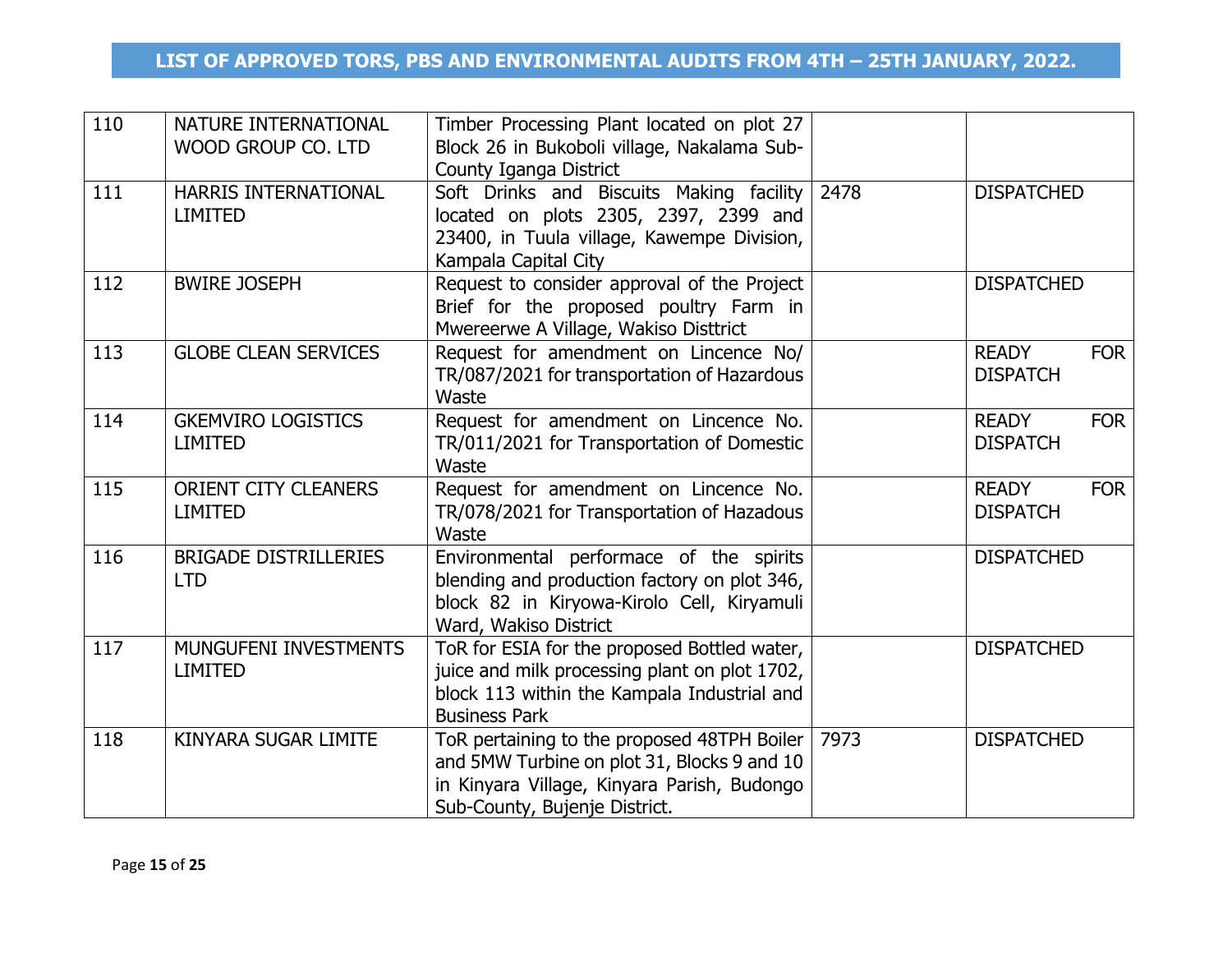# LIST OF APPROVED TORS, PBS AND ENVIRONMENTAL AUDITS FROM 4TH – 25TH JANUARY, 2022.

| | | | | |
|---|---|---|---|---|
| 110 | NATURE INTERNATIONAL WOOD GROUP CO. LTD | Timber Processing Plant located on plot 27 Block 26 in Bukoboli village, Nakalama Sub-County Iganga District | | |
| 111 | HARRIS INTERNATIONAL LIMITED | Soft Drinks and Biscuits Making facility located on plots 2305, 2397, 2399 and 23400, in Tuula village, Kawempe Division, Kampala Capital City | 2478 | DISPATCHED |
| 112 | BWIRE JOSEPH | Request to consider approval of the Project Brief for the proposed poultry Farm in Mwereerwe A Village, Wakiso Disttrict | | DISPATCHED |
| 113 | GLOBE CLEAN SERVICES | Request for amendment on Lincence No/ TR/087/2021 for transportation of Hazardous Waste | | READY FOR DISPATCH |
| 114 | GKEMVIRO LOGISTICS LIMITED | Request for amendment on Lincence No. TR/011/2021 for Transportation of Domestic Waste | | READY FOR DISPATCH |
| 115 | ORIENT CITY CLEANERS LIMITED | Request for amendment on Lincence No. TR/078/2021 for Transportation of Hazadous Waste | | READY FOR DISPATCH |
| 116 | BRIGADE DISTRILLERIES LTD | Environmental performace of the spirits blending and production factory on plot 346, block 82 in Kiryowa-Kirolo Cell, Kiryamuli Ward, Wakiso District | | DISPATCHED |
| 117 | MUNGUFENI INVESTMENTS LIMITED | ToR for ESIA for the proposed Bottled water, juice and milk processing plant on plot 1702, block 113 within the Kampala Industrial and Business Park | | DISPATCHED |
| 118 | KINYARA SUGAR LIMITE | ToR pertaining to the proposed 48TPH Boiler and 5MW Turbine on plot 31, Blocks 9 and 10 in Kinyara Village, Kinyara Parish, Budongo Sub-County, Bujenje District. | 7973 | DISPATCHED |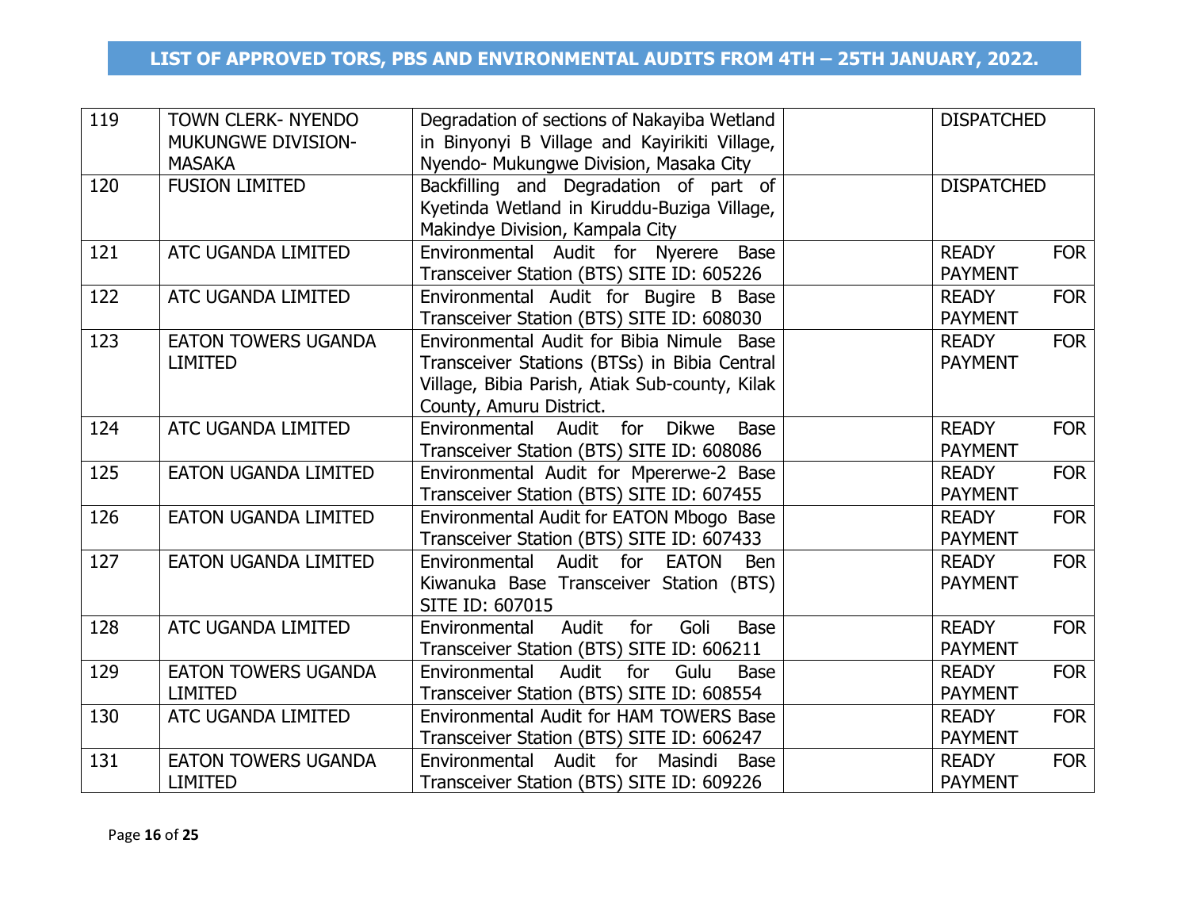## LIST OF APPROVED TORS, PBS AND ENVIRONMENTAL AUDITS FROM 4TH – 25TH JANUARY, 2022.

| | | | | |
|---|---|---|---|---|
| 119 | TOWN CLERK- NYENDO MUKUNGWE DIVISION- MASAKA | Degradation of sections of Nakayiba Wetland in Binyonyi B Village and Kayirikiti Village, Nyendo- Mukungwe Division, Masaka City | | DISPATCHED |
| 120 | FUSION LIMITED | Backfilling and Degradation of part of Kyetinda Wetland in Kiruddu-Buziga Village, Makindye Division, Kampala City | | DISPATCHED |
| 121 | ATC UGANDA LIMITED | Environmental Audit for Nyerere Base Transceiver Station (BTS) SITE ID: 605226 | | READY FOR PAYMENT |
| 122 | ATC UGANDA LIMITED | Environmental Audit for Bugire B Base Transceiver Station (BTS) SITE ID: 608030 | | READY FOR PAYMENT |
| 123 | EATON TOWERS UGANDA LIMITED | Environmental Audit for Bibia Nimule Base Transceiver Stations (BTSs) in Bibia Central Village, Bibia Parish, Atiak Sub-county, Kilak County, Amuru District. | | READY FOR PAYMENT |
| 124 | ATC UGANDA LIMITED | Environmental Audit for Dikwe Base Transceiver Station (BTS) SITE ID: 608086 | | READY FOR PAYMENT |
| 125 | EATON UGANDA LIMITED | Environmental Audit for Mpererwe-2 Base Transceiver Station (BTS) SITE ID: 607455 | | READY FOR PAYMENT |
| 126 | EATON UGANDA LIMITED | Environmental Audit for EATON Mbogo Base Transceiver Station (BTS) SITE ID: 607433 | | READY FOR PAYMENT |
| 127 | EATON UGANDA LIMITED | Environmental Audit for EATON Ben Kiwanuka Base Transceiver Station (BTS) SITE ID: 607015 | | READY FOR PAYMENT |
| 128 | ATC UGANDA LIMITED | Environmental Audit for Goli Base Transceiver Station (BTS) SITE ID: 606211 | | READY FOR PAYMENT |
| 129 | EATON TOWERS UGANDA LIMITED | Environmental Audit for Gulu Base Transceiver Station (BTS) SITE ID: 608554 | | READY FOR PAYMENT |
| 130 | ATC UGANDA LIMITED | Environmental Audit for HAM TOWERS Base Transceiver Station (BTS) SITE ID: 606247 | | READY FOR PAYMENT |
| 131 | EATON TOWERS UGANDA LIMITED | Environmental Audit for Masindi Base Transceiver Station (BTS) SITE ID: 609226 | | READY FOR PAYMENT |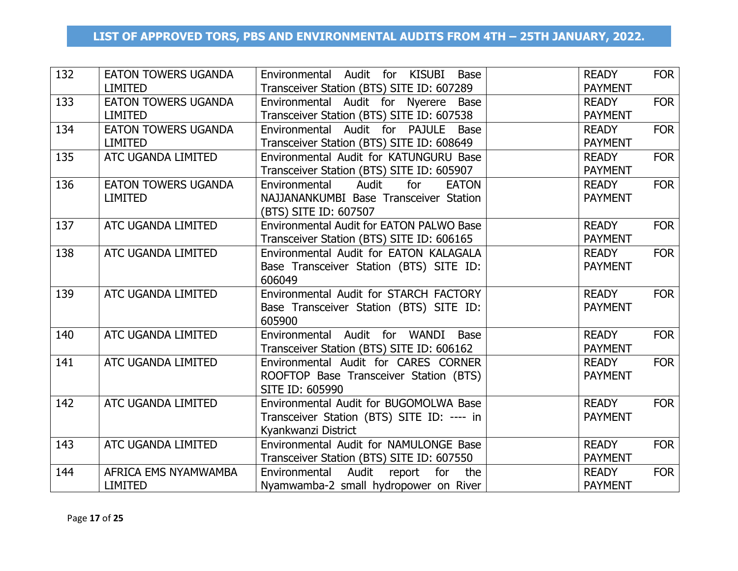# LIST OF APPROVED TORS, PBS AND ENVIRONMENTAL AUDITS FROM 4TH – 25TH JANUARY, 2022.

| | | | | |
|---|---|---|---|---|
| 132 | EATON TOWERS UGANDA LIMITED | Environmental Audit for KISUBI Base Transceiver Station (BTS) SITE ID: 607289 | | READY FOR PAYMENT |
| 133 | EATON TOWERS UGANDA LIMITED | Environmental Audit for Nyerere Base Transceiver Station (BTS) SITE ID: 607538 | | READY FOR PAYMENT |
| 134 | EATON TOWERS UGANDA LIMITED | Environmental Audit for PAJULE Base Transceiver Station (BTS) SITE ID: 608649 | | READY FOR PAYMENT |
| 135 | ATC UGANDA LIMITED | Environmental Audit for KATUNGURU Base Transceiver Station (BTS) SITE ID: 605907 | | READY FOR PAYMENT |
| 136 | EATON TOWERS UGANDA LIMITED | Environmental Audit for EATON NAJJANANKUMBI Base Transceiver Station (BTS) SITE ID: 607507 | | READY FOR PAYMENT |
| 137 | ATC UGANDA LIMITED | Environmental Audit for EATON PALWO Base Transceiver Station (BTS) SITE ID: 606165 | | READY FOR PAYMENT |
| 138 | ATC UGANDA LIMITED | Environmental Audit for EATON KALAGALA Base Transceiver Station (BTS) SITE ID: 606049 | | READY FOR PAYMENT |
| 139 | ATC UGANDA LIMITED | Environmental Audit for STARCH FACTORY Base Transceiver Station (BTS) SITE ID: 605900 | | READY FOR PAYMENT |
| 140 | ATC UGANDA LIMITED | Environmental Audit for WANDI Base Transceiver Station (BTS) SITE ID: 606162 | | READY FOR PAYMENT |
| 141 | ATC UGANDA LIMITED | Environmental Audit for CARES CORNER ROOFTOP Base Transceiver Station (BTS) SITE ID: 605990 | | READY FOR PAYMENT |
| 142 | ATC UGANDA LIMITED | Environmental Audit for BUGOMOLWA Base Transceiver Station (BTS) SITE ID: ---- in Kyankwanzi District | | READY FOR PAYMENT |
| 143 | ATC UGANDA LIMITED | Environmental Audit for NAMULONGE Base Transceiver Station (BTS) SITE ID: 607550 | | READY FOR PAYMENT |
| 144 | AFRICA EMS NYAMWAMBA LIMITED | Environmental Audit report for the Nyamwamba-2 small hydropower on River | | READY FOR PAYMENT |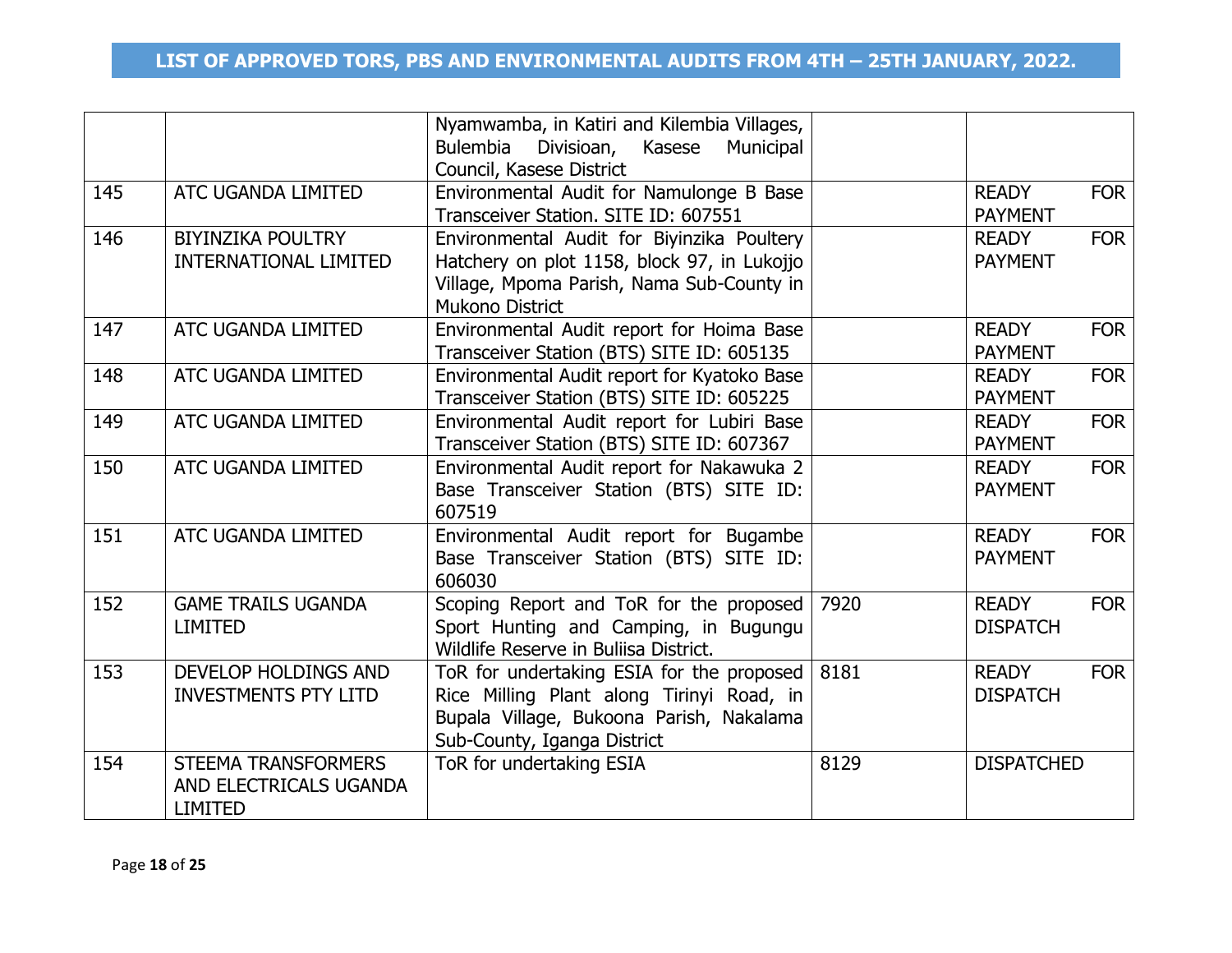## LIST OF APPROVED TORS, PBS AND ENVIRONMENTAL AUDITS FROM 4TH – 25TH JANUARY, 2022.

| | | | | |
|---|---|---|---|---|
| | | Nyamwamba, in Katiri and Kilembia Villages, Bulembia Divisioan, Kasese Municipal Council, Kasese District | | |
| 145 | ATC UGANDA LIMITED | Environmental Audit for Namulonge B Base Transceiver Station. SITE ID: 607551 | | READY FOR PAYMENT |
| 146 | BIYINZIKA POULTRY INTERNATIONAL LIMITED | Environmental Audit for Biyinzika Poultery Hatchery on plot 1158, block 97, in Lukojjo Village, Mpoma Parish, Nama Sub-County in Mukono District | | READY FOR PAYMENT |
| 147 | ATC UGANDA LIMITED | Environmental Audit report for Hoima Base Transceiver Station (BTS) SITE ID: 605135 | | READY FOR PAYMENT |
| 148 | ATC UGANDA LIMITED | Environmental Audit report for Kyatoko Base Transceiver Station (BTS) SITE ID: 605225 | | READY FOR PAYMENT |
| 149 | ATC UGANDA LIMITED | Environmental Audit report for Lubiri Base Transceiver Station (BTS) SITE ID: 607367 | | READY FOR PAYMENT |
| 150 | ATC UGANDA LIMITED | Environmental Audit report for Nakawuka 2 Base Transceiver Station (BTS) SITE ID: 607519 | | READY FOR PAYMENT |
| 151 | ATC UGANDA LIMITED | Environmental Audit report for Bugambe Base Transceiver Station (BTS) SITE ID: 606030 | | READY FOR PAYMENT |
| 152 | GAME TRAILS UGANDA LIMITED | Scoping Report and ToR for the proposed Sport Hunting and Camping, in Bugungu Wildlife Reserve in Buliisa District. | 7920 | READY FOR DISPATCH |
| 153 | DEVELOP HOLDINGS AND INVESTMENTS PTY LITD | ToR for undertaking ESIA for the proposed Rice Milling Plant along Tirinyi Road, in Bupala Village, Bukoona Parish, Nakalama Sub-County, Iganga District | 8181 | READY FOR DISPATCH |
| 154 | STEEMA TRANSFORMERS AND ELECTRICALS UGANDA LIMITED | ToR for undertaking ESIA | 8129 | DISPATCHED |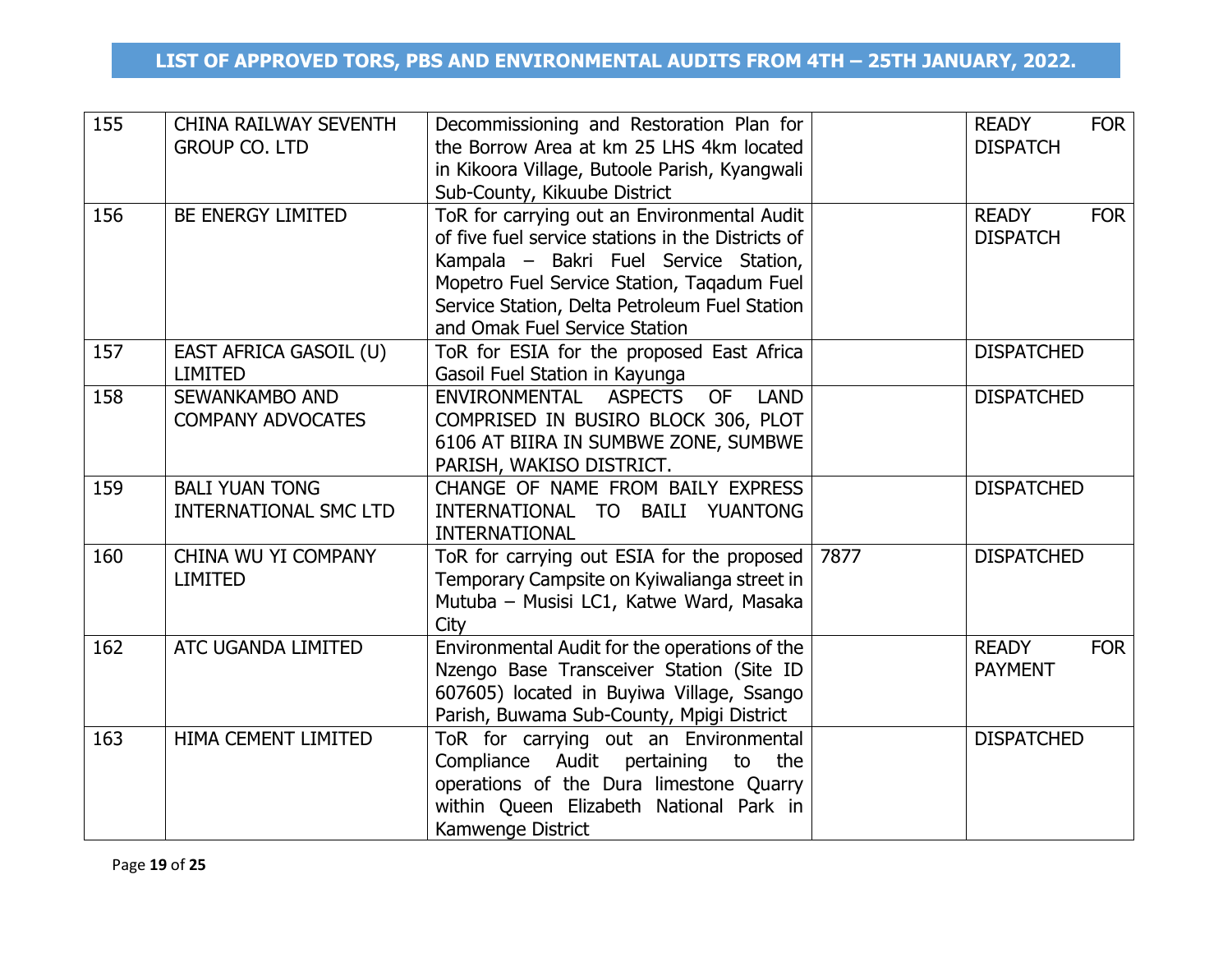## LIST OF APPROVED TORS, PBS AND ENVIRONMENTAL AUDITS FROM 4TH – 25TH JANUARY, 2022.

| | | | | |
|---|---|---|---|---|
| 155 | CHINA RAILWAY SEVENTH GROUP CO. LTD | Decommissioning and Restoration Plan for the Borrow Area at km 25 LHS 4km located in Kikoora Village, Butoole Parish, Kyangwali Sub-County, Kikuube District | | READY FOR DISPATCH |
| 156 | BE ENERGY LIMITED | ToR for carrying out an Environmental Audit of five fuel service stations in the Districts of Kampala – Bakri Fuel Service Station, Mopetro Fuel Service Station, Taqadum Fuel Service Station, Delta Petroleum Fuel Station and Omak Fuel Service Station | | READY FOR DISPATCH |
| 157 | EAST AFRICA GASOIL (U) LIMITED | ToR for ESIA for the proposed East Africa Gasoil Fuel Station in Kayunga | | DISPATCHED |
| 158 | SEWANKAMBO AND COMPANY ADVOCATES | ENVIRONMENTAL ASPECTS OF LAND COMPRISED IN BUSIRO BLOCK 306, PLOT 6106 AT BIIRA IN SUMBWE ZONE, SUMBWE PARISH, WAKISO DISTRICT. | | DISPATCHED |
| 159 | BALI YUAN TONG INTERNATIONAL SMC LTD | CHANGE OF NAME FROM BAILY EXPRESS INTERNATIONAL TO BAILI YUANTONG INTERNATIONAL | | DISPATCHED |
| 160 | CHINA WU YI COMPANY LIMITED | ToR for carrying out ESIA for the proposed Temporary Campsite on Kyiwalianga street in Mutuba – Musisi LC1, Katwe Ward, Masaka City | 7877 | DISPATCHED |
| 162 | ATC UGANDA LIMITED | Environmental Audit for the operations of the Nzengo Base Transceiver Station (Site ID 607605) located in Buyiwa Village, Ssango Parish, Buwama Sub-County, Mpigi District | | READY FOR PAYMENT |
| 163 | HIMA CEMENT LIMITED | ToR for carrying out an Environmental Compliance Audit pertaining to the operations of the Dura limestone Quarry within Queen Elizabeth National Park in Kamwenge District | | DISPATCHED |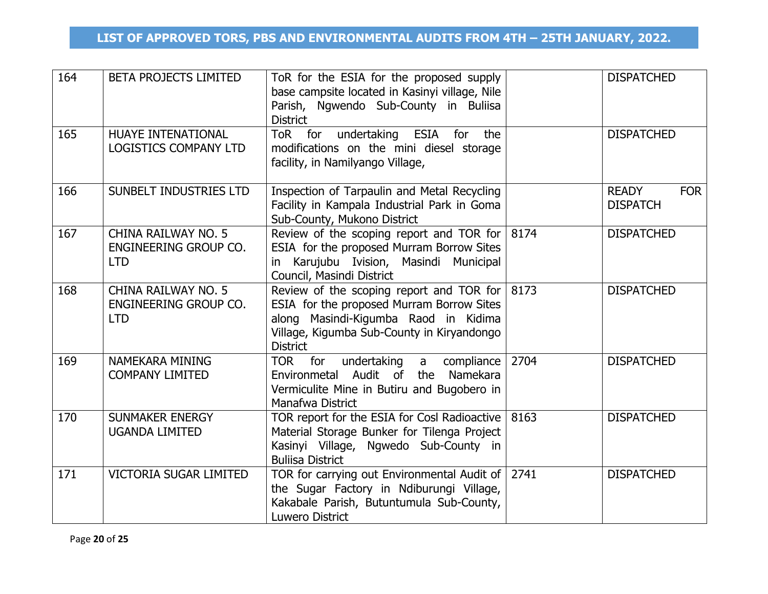## LIST OF APPROVED TORS, PBS AND ENVIRONMENTAL AUDITS FROM 4TH – 25TH JANUARY, 2022.

| | | | | |
|---|---|---|---|---|
| 164 | BETA PROJECTS LIMITED | ToR for the ESIA for the proposed supply base campsite located in Kasinyi village, Nile Parish, Ngwendo Sub-County in Buliisa District | | DISPATCHED |
| 165 | HUAYE INTENATIONAL LOGISTICS COMPANY LTD | ToR for undertaking ESIA for the modifications on the mini diesel storage facility, in Namilyango Village, | | DISPATCHED |
| 166 | SUNBELT INDUSTRIES LTD | Inspection of Tarpaulin and Metal Recycling Facility in Kampala Industrial Park in Goma Sub-County, Mukono District | | READY FOR DISPATCH |
| 167 | CHINA RAILWAY NO. 5 ENGINEERING GROUP CO. LTD | Review of the scoping report and TOR for ESIA for the proposed Murram Borrow Sites in Karujubu Ivision, Masindi Municipal Council, Masindi District | 8174 | DISPATCHED |
| 168 | CHINA RAILWAY NO. 5 ENGINEERING GROUP CO. LTD | Review of the scoping report and TOR for ESIA for the proposed Murram Borrow Sites along Masindi-Kigumba Raod in Kidima Village, Kigumba Sub-County in Kiryandongo District | 8173 | DISPATCHED |
| 169 | NAMEKARA MINING COMPANY LIMITED | TOR for undertaking a compliance Environmetal Audit of the Namekara Vermiculite Mine in Butiru and Bugobero in Manafwa District | 2704 | DISPATCHED |
| 170 | SUNMAKER ENERGY UGANDA LIMITED | TOR report for the ESIA for Cosl Radioactive Material Storage Bunker for Tilenga Project Kasinyi Village, Ngwedo Sub-County in Buliisa District | 8163 | DISPATCHED |
| 171 | VICTORIA SUGAR LIMITED | TOR for carrying out Environmental Audit of the Sugar Factory in Ndiburungi Village, Kakabale Parish, Butuntumula Sub-County, Luwero District | 2741 | DISPATCHED |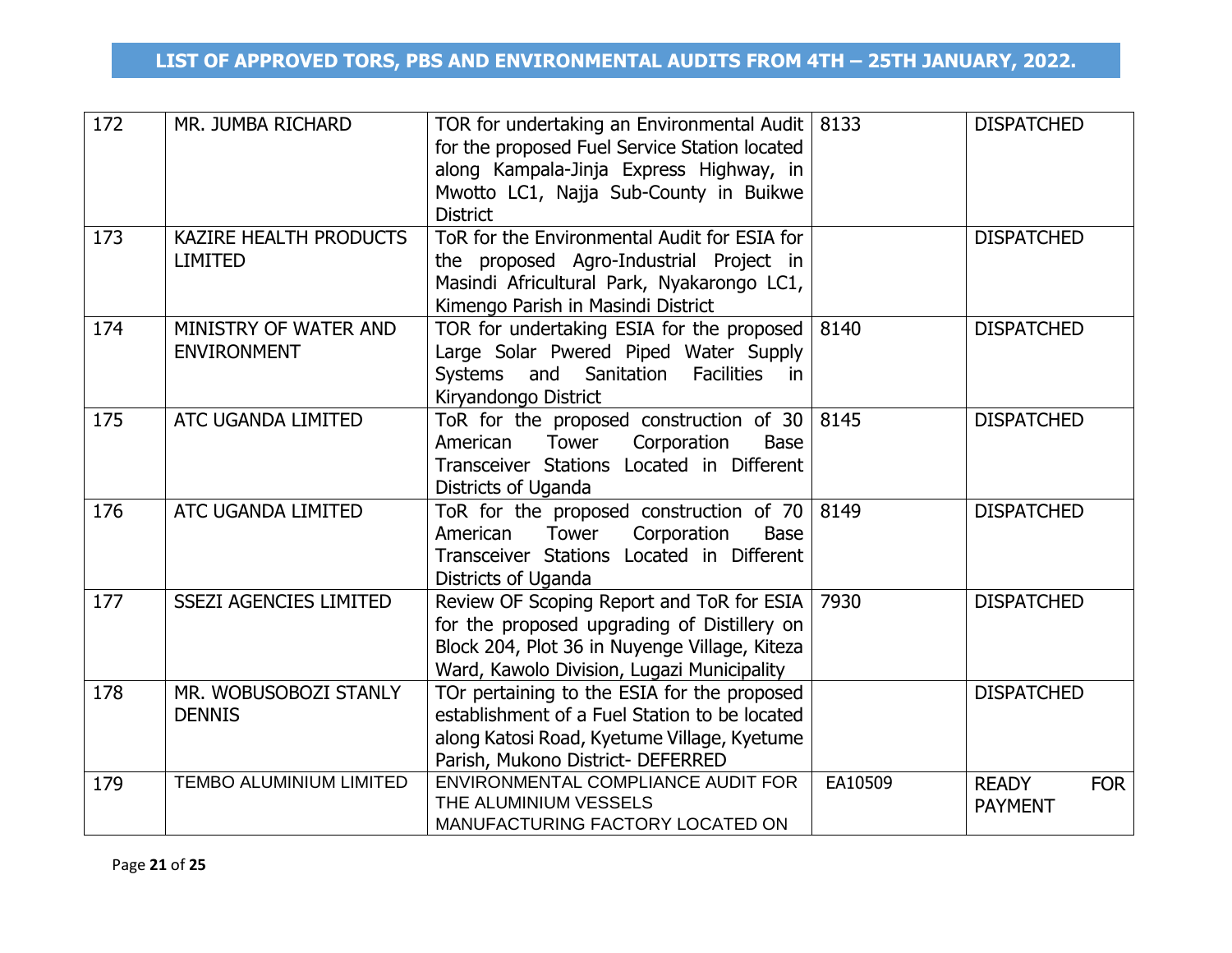## LIST OF APPROVED TORS, PBS AND ENVIRONMENTAL AUDITS FROM 4TH – 25TH JANUARY, 2022.

| | | | | |
|---|---|---|---|---|
| 172 | MR. JUMBA RICHARD | TOR for undertaking an Environmental Audit for the proposed Fuel Service Station located along Kampala-Jinja Express Highway, in Mwotto LC1, Najja Sub-County in Buikwe District | 8133 | DISPATCHED |
| 173 | KAZIRE HEALTH PRODUCTS LIMITED | ToR for the Environmental Audit for ESIA for the proposed Agro-Industrial Project in Masindi Africultural Park, Nyakarongo LC1, Kimengo Parish in Masindi District | | DISPATCHED |
| 174 | MINISTRY OF WATER AND ENVIRONMENT | TOR for undertaking ESIA for the proposed Large Solar Pwered Piped Water Supply Systems and Sanitation Facilities in Kiryandongo District | 8140 | DISPATCHED |
| 175 | ATC UGANDA LIMITED | ToR for the proposed construction of 30 American Tower Corporation Base Transceiver Stations Located in Different Districts of Uganda | 8145 | DISPATCHED |
| 176 | ATC UGANDA LIMITED | ToR for the proposed construction of 70 American Tower Corporation Base Transceiver Stations Located in Different Districts of Uganda | 8149 | DISPATCHED |
| 177 | SSEZI AGENCIES LIMITED | Review OF Scoping Report and ToR for ESIA for the proposed upgrading of Distillery on Block 204, Plot 36 in Nuyenge Village, Kiteza Ward, Kawolo Division, Lugazi Municipality | 7930 | DISPATCHED |
| 178 | MR. WOBUSOBOZI STANLY DENNIS | TOr pertaining to the ESIA for the proposed establishment of a Fuel Station to be located along Katosi Road, Kyetume Village, Kyetume Parish, Mukono District- DEFERRED | | DISPATCHED |
| 179 | TEMBO ALUMINIUM LIMITED | ENVIRONMENTAL COMPLIANCE AUDIT FOR THE ALUMINIUM VESSELS MANUFACTURING FACTORY LOCATED ON | EA10509 | READY FOR PAYMENT |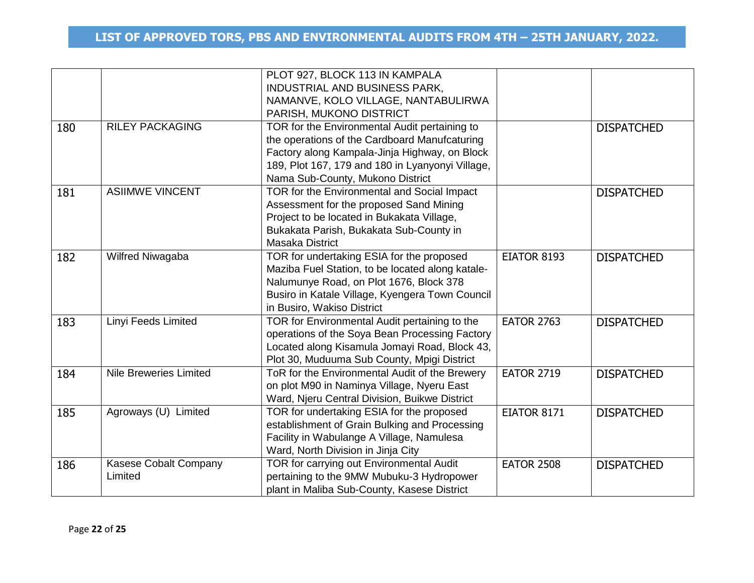## LIST OF APPROVED TORS, PBS AND ENVIRONMENTAL AUDITS FROM 4TH – 25TH JANUARY, 2022.

| | | | | |
|---|---|---|---|---|
| | | PLOT 927, BLOCK 113 IN KAMPALA INDUSTRIAL AND BUSINESS PARK, NAMANVE, KOLO VILLAGE, NANTABULIRWA PARISH, MUKONO DISTRICT | | |
| 180 | RILEY PACKAGING | TOR for the Environmental Audit pertaining to the operations of the Cardboard Manufcaturing Factory along Kampala-Jinja Highway, on Block 189, Plot 167, 179 and 180 in Lyanyonyi Village, Nama Sub-County, Mukono District | | DISPATCHED |
| 181 | ASIIMWE VINCENT | TOR for the Environmental and Social Impact Assessment for the proposed Sand Mining Project to be located in Bukakata Village, Bukakata Parish, Bukakata Sub-County in Masaka District | | DISPATCHED |
| 182 | Wilfred Niwagaba | TOR for undertaking ESIA for the proposed Maziba Fuel Station, to be located along katale-Nalumunye Road, on Plot 1676, Block 378 Busiro in Katale Village, Kyengera Town Council in Busiro, Wakiso District | EIATOR 8193 | DISPATCHED |
| 183 | Linyi Feeds Limited | TOR for Environmental Audit pertaining to the operations of the Soya Bean Processing Factory Located along Kisamula Jomayi Road, Block 43, Plot 30, Muduuma Sub County, Mpigi District | EATOR 2763 | DISPATCHED |
| 184 | Nile Breweries Limited | ToR for the Environmental Audit of the Brewery on plot M90 in Naminya Village, Nyeru East Ward, Njeru Central Division, Buikwe District | EATOR 2719 | DISPATCHED |
| 185 | Agroways (U) Limited | TOR for undertaking ESIA for the proposed establishment of Grain Bulking and Processing Facility in Wabulange A Village, Namulesa Ward, North Division in Jinja City | EIATOR 8171 | DISPATCHED |
| 186 | Kasese Cobalt Company Limited | TOR for carrying out Environmental Audit pertaining to the 9MW Mubuku-3 Hydropower plant in Maliba Sub-County, Kasese District | EATOR 2508 | DISPATCHED |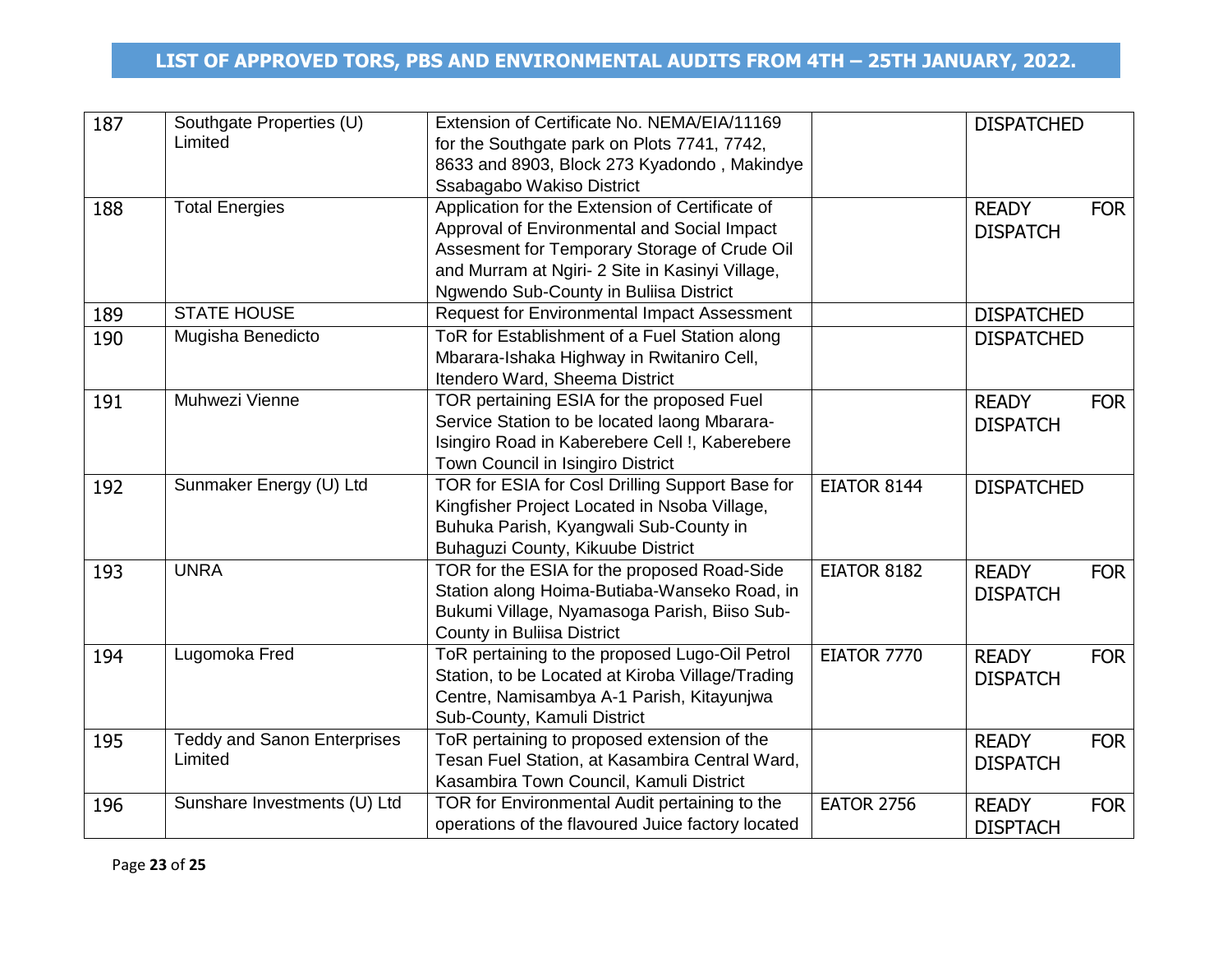# LIST OF APPROVED TORS, PBS AND ENVIRONMENTAL AUDITS FROM 4TH – 25TH JANUARY, 2022.

| | | | | |
|---|---|---|---|---|
| 187 | Southgate Properties (U) Limited | Extension of Certificate No. NEMA/EIA/11169 for the Southgate park on Plots 7741, 7742, 8633 and 8903, Block 273 Kyadondo , Makindye Ssabagabo Wakiso District | | DISPATCHED |
| 188 | Total Energies | Application for the Extension of Certificate of Approval of Environmental and Social Impact Assesment for Temporary Storage of Crude Oil and Murram at Ngiri- 2 Site in Kasinyi Village, Ngwendo Sub-County in Buliisa District | | READY FOR DISPATCH |
| 189 | STATE HOUSE | Request for Environmental Impact Assessment | | DISPATCHED |
| 190 | Mugisha Benedicto | ToR for Establishment of a Fuel Station along Mbarara-Ishaka Highway in Rwitaniro Cell, Itendero Ward, Sheema District | | DISPATCHED |
| 191 | Muhwezi Vienne | TOR pertaining ESIA for the proposed Fuel Service Station to be located laong Mbarara-Isingiro Road in Kaberebere Cell !, Kaberebere Town Council in Isingiro District | | READY FOR DISPATCH |
| 192 | Sunmaker Energy (U) Ltd | TOR for ESIA for Cosl Drilling Support Base for Kingfisher Project Located in Nsoba Village, Buhuka Parish, Kyangwali Sub-County in Buhaguzi County, Kikuube District | EIATOR 8144 | DISPATCHED |
| 193 | UNRA | TOR for the ESIA for the proposed Road-Side Station along Hoima-Butiaba-Wanseko Road, in Bukumi Village, Nyamasoga Parish, Biiso Sub-County in Buliisa District | EIATOR 8182 | READY FOR DISPATCH |
| 194 | Lugomoka Fred | ToR pertaining to the proposed Lugo-Oil Petrol Station, to be Located at Kiroba Village/Trading Centre, Namisambya A-1 Parish, Kitayunjwa Sub-County, Kamuli District | EIATOR 7770 | READY FOR DISPATCH |
| 195 | Teddy and Sanon Enterprises Limited | ToR pertaining to proposed extension of the Tesan Fuel Station, at Kasambira Central Ward, Kasambira Town Council, Kamuli District | | READY FOR DISPATCH |
| 196 | Sunshare Investments (U) Ltd | TOR for Environmental Audit pertaining to the operations of the flavoured Juice factory located | EATOR 2756 | READY FOR DISPTACH |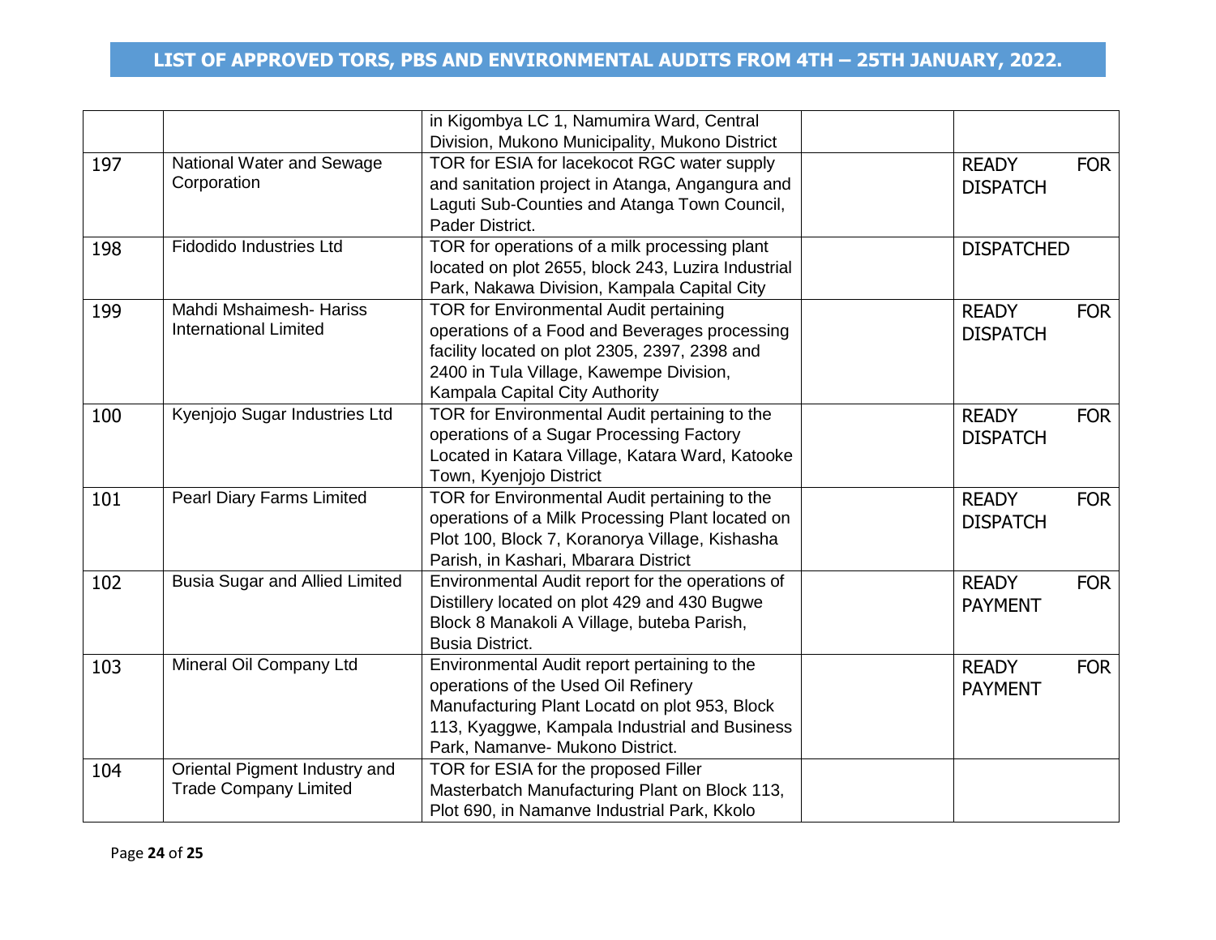## LIST OF APPROVED TORS, PBS AND ENVIRONMENTAL AUDITS FROM 4TH – 25TH JANUARY, 2022.

| | | | | |
|---|---|---|---|---|
| | | in Kigombya LC 1, Namumira Ward, Central Division, Mukono Municipality, Mukono District | | |
| 197 | National Water and Sewage Corporation | TOR for ESIA for lacekocot RGC water supply and sanitation project in Atanga, Angangura and Laguti Sub-Counties and Atanga Town Council, Pader District. | | READY FOR DISPATCH |
| 198 | Fidodido Industries Ltd | TOR for operations of a milk processing plant located on plot 2655, block 243, Luzira Industrial Park, Nakawa Division, Kampala Capital City | | DISPATCHED |
| 199 | Mahdi Mshaimesh- Hariss International Limited | TOR for Environmental Audit pertaining operations of a Food and Beverages processing facility located on plot 2305, 2397, 2398 and 2400 in Tula Village, Kawempe Division, Kampala Capital City Authority | | READY FOR DISPATCH |
| 100 | Kyenjojo Sugar Industries Ltd | TOR for Environmental Audit pertaining to the operations of a Sugar Processing Factory Located in Katara Village, Katara Ward, Katooke Town, Kyenjojo District | | READY FOR DISPATCH |
| 101 | Pearl Diary Farms Limited | TOR for Environmental Audit pertaining to the operations of a Milk Processing Plant located on Plot 100, Block 7, Koranorya Village, Kishasha Parish, in Kashari, Mbarara District | | READY FOR DISPATCH |
| 102 | Busia Sugar and Allied Limited | Environmental Audit report for the operations of Distillery located on plot 429 and 430 Bugwe Block 8 Manakoli A Village, buteba Parish, Busia District. | | READY FOR PAYMENT |
| 103 | Mineral Oil Company Ltd | Environmental Audit report pertaining to the operations of the Used Oil Refinery Manufacturing Plant Locatd on plot 953, Block 113, Kyaggwe, Kampala Industrial and Business Park, Namanve- Mukono District. | | READY FOR PAYMENT |
| 104 | Oriental Pigment Industry and Trade Company Limited | TOR for ESIA for the proposed Filler Masterbatch Manufacturing Plant on Block 113, Plot 690, in Namanve Industrial Park, Kkolo | | |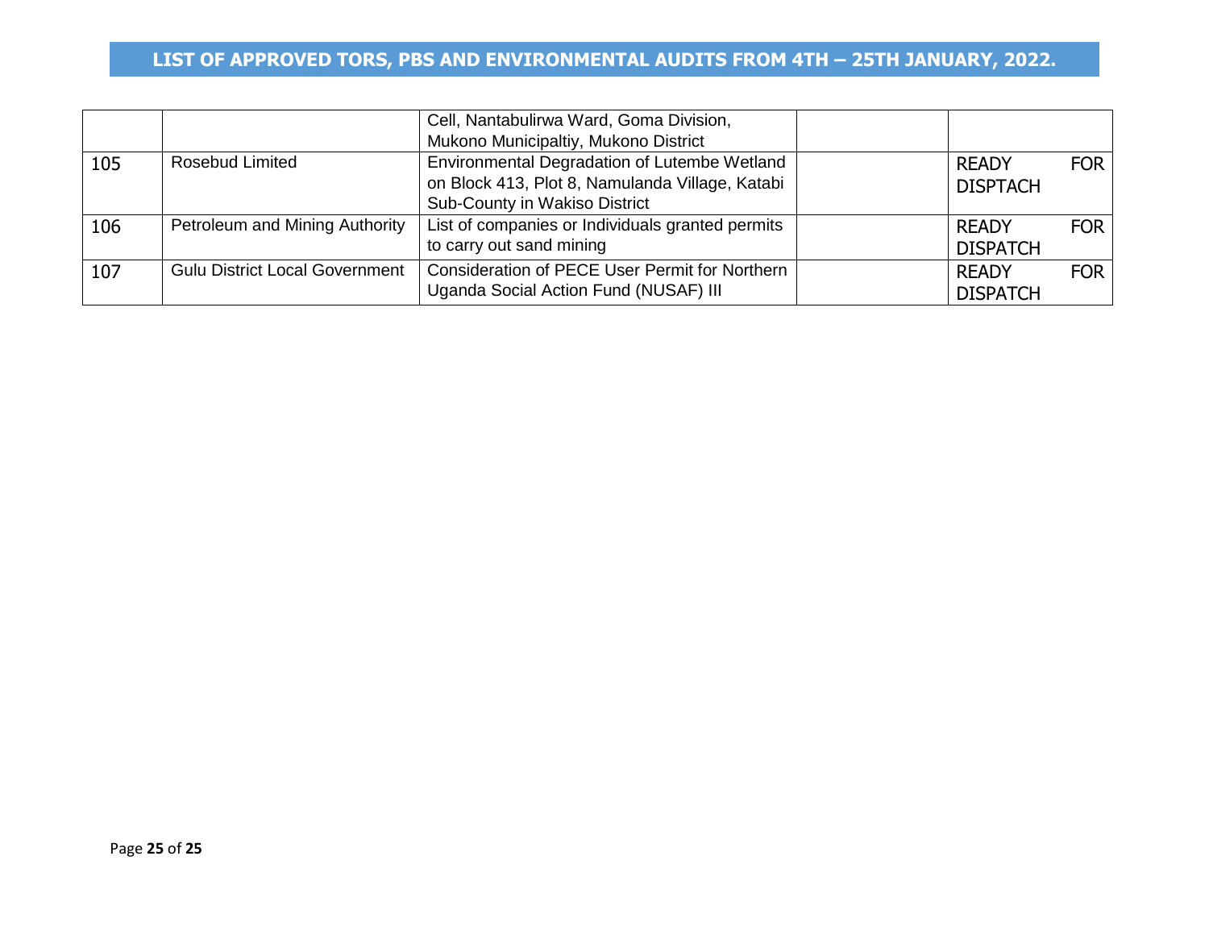# LIST OF APPROVED TORS, PBS AND ENVIRONMENTAL AUDITS FROM 4TH – 25TH JANUARY, 2022.

| | | | | |
|---|---|---|---|---|
| | | Cell, Nantabulirwa Ward, Goma Division, Mukono Municipaltiy, Mukono District | | |
| 105 | Rosebud Limited | Environmental Degradation of Lutembe Wetland on Block 413, Plot 8, Namulanda Village, Katabi Sub-County in Wakiso District | | READY FOR DISPTACH |
| 106 | Petroleum and Mining Authority | List of companies or Individuals granted permits to carry out sand mining | | READY FOR DISPATCH |
| 107 | Gulu District Local Government | Consideration of PECE User Permit for Northern Uganda Social Action Fund (NUSAF) III | | READY FOR DISPATCH |